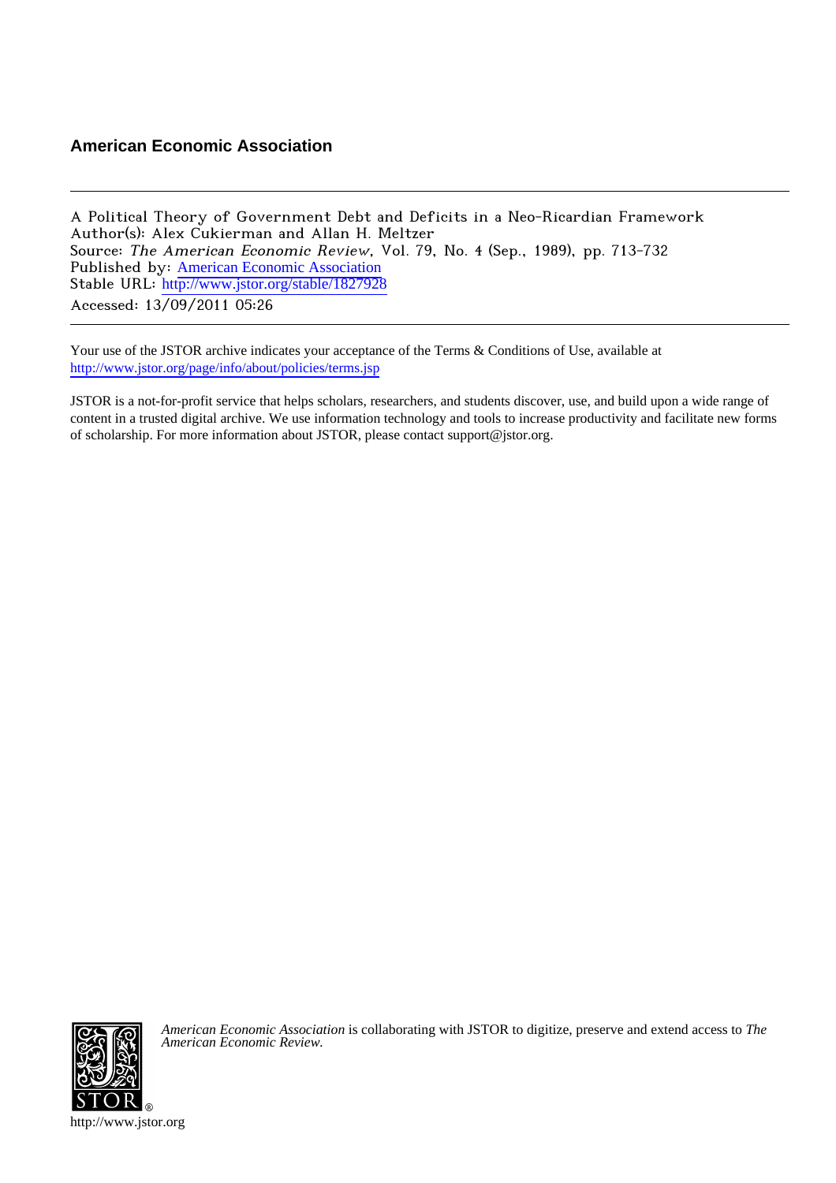**American Economic Association**

---

A Political Theory of Government Debt and Deficits in a Neo-Ricardian Framework
Author(s): Alex Cukierman and Allan H. Meltzer
Source: *The American Economic Review*, Vol. 79, No. 4 (Sep., 1989), pp. 713-732
Published by: American Economic Association
Stable URL: http://www.jstor.org/stable/1827928
Accessed: 13/09/2011 05:26

---

Your use of the JSTOR archive indicates your acceptance of the Terms & Conditions of Use, available at
http://www.jstor.org/page/info/about/policies/terms.jsp

JSTOR is a not-for-profit service that helps scholars, researchers, and students discover, use, and build upon a wide range of content in a trusted digital archive. We use information technology and tools to increase productivity and facilitate new forms of scholarship. For more information about JSTOR, please contact support@jstor.org.

*American Economic Association* is collaborating with JSTOR to digitize, preserve and extend access to *The American Economic Review.*

http://www.jstor.org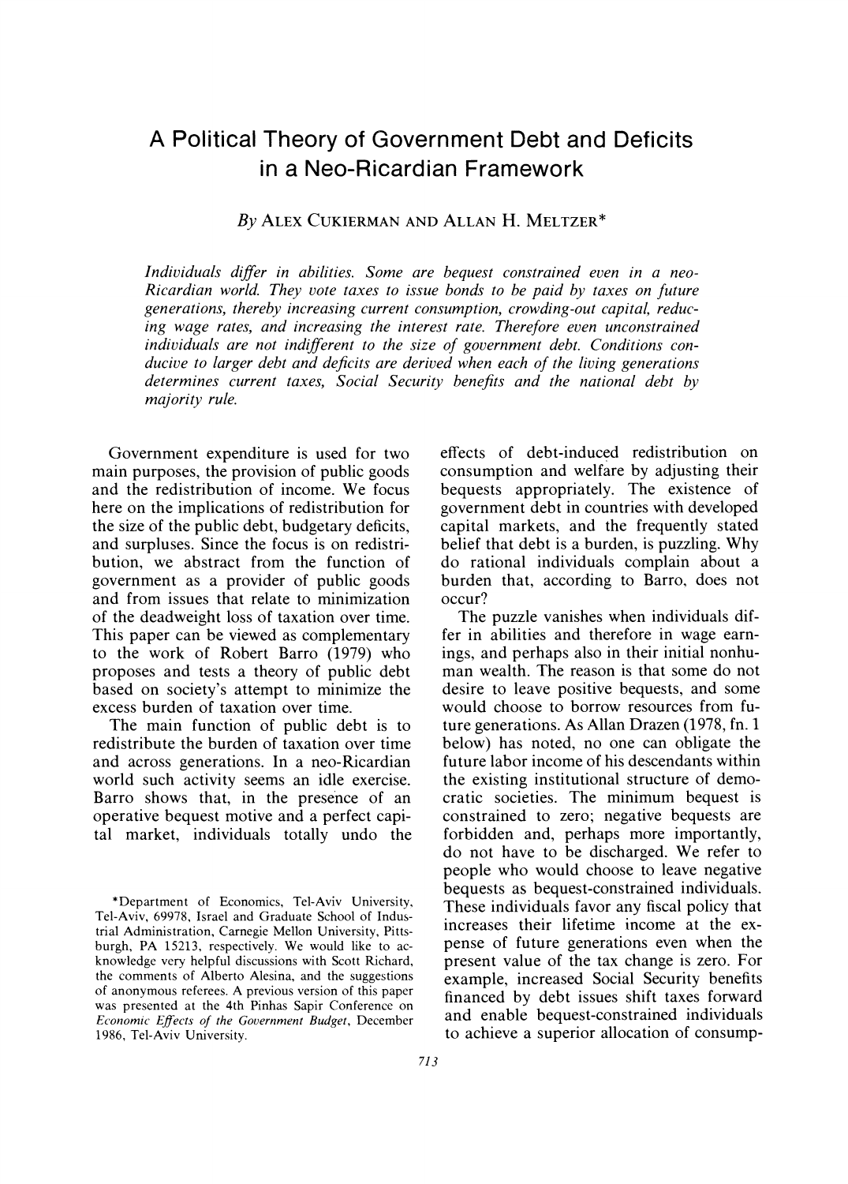# A Political Theory of Government Debt and Deficits in a Neo-Ricardian Framework

*By* Alex Cukierman and Allan H. Meltzer*

*Individuals differ in abilities. Some are bequest constrained even in a neo-Ricardian world. They vote taxes to issue bonds to be paid by taxes on future generations, thereby increasing current consumption, crowding-out capital, reducing wage rates, and increasing the interest rate. Therefore even unconstrained individuals are not indifferent to the size of government debt. Conditions conducive to larger debt and deficits are derived when each of the living generations determines current taxes, Social Security benefits and the national debt by majority rule.*

Government expenditure is used for two main purposes, the provision of public goods and the redistribution of income. We focus here on the implications of redistribution for the size of the public debt, budgetary deficits, and surpluses. Since the focus is on redistribution, we abstract from the function of government as a provider of public goods and from issues that relate to minimization of the deadweight loss of taxation over time. This paper can be viewed as complementary to the work of Robert Barro (1979) who proposes and tests a theory of public debt based on society's attempt to minimize the excess burden of taxation over time.

The main function of public debt is to redistribute the burden of taxation over time and across generations. In a neo-Ricardian world such activity seems an idle exercise. Barro shows that, in the presence of an operative bequest motive and a perfect capital market, individuals totally undo the effects of debt-induced redistribution on consumption and welfare by adjusting their bequests appropriately. The existence of government debt in countries with developed capital markets, and the frequently stated belief that debt is a burden, is puzzling. Why do rational individuals complain about a burden that, according to Barro, does not occur?

The puzzle vanishes when individuals differ in abilities and therefore in wage earnings, and perhaps also in their initial nonhuman wealth. The reason is that some do not desire to leave positive bequests, and some would choose to borrow resources from future generations. As Allan Drazen (1978, fn. 1 below) has noted, no one can obligate the future labor income of his descendants within the existing institutional structure of democratic societies. The minimum bequest is constrained to zero; negative bequests are forbidden and, perhaps more importantly, do not have to be discharged. We refer to people who would choose to leave negative bequests as bequest-constrained individuals. These individuals favor any fiscal policy that increases their lifetime income at the expense of future generations even when the present value of the tax change is zero. For example, increased Social Security benefits financed by debt issues shift taxes forward and enable bequest-constrained individuals to achieve a superior allocation of consump-

*Department of Economics, Tel-Aviv University, Tel-Aviv, 69978, Israel and Graduate School of Industrial Administration, Carnegie Mellon University, Pittsburgh, PA 15213, respectively. We would like to acknowledge very helpful discussions with Scott Richard, the comments of Alberto Alesina, and the suggestions of anonymous referees. A previous version of this paper was presented at the 4th Pinhas Sapir Conference on *Economic Effects of the Government Budget*, December 1986, Tel-Aviv University.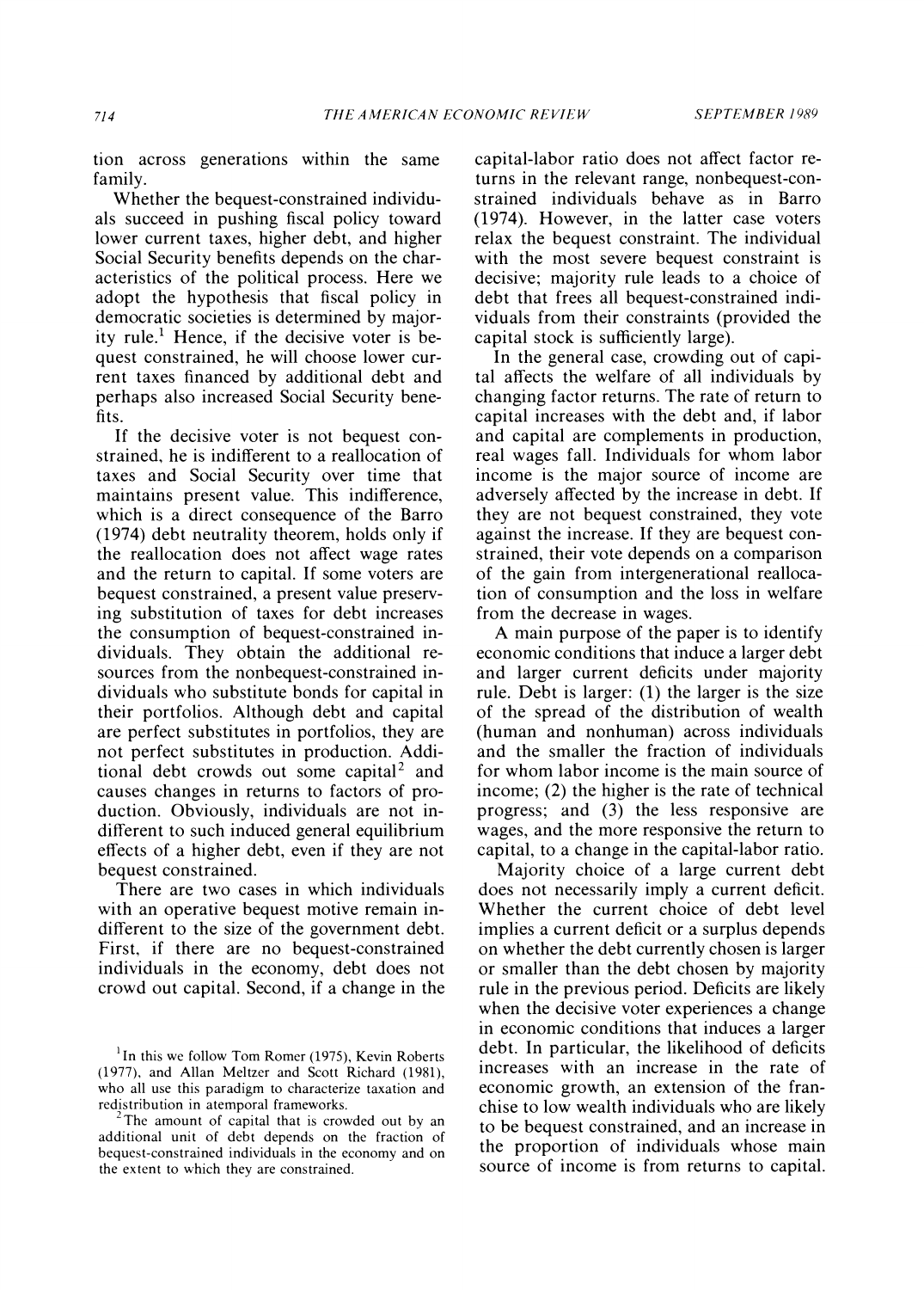tion across generations within the same family.

Whether the bequest-constrained individuals succeed in pushing fiscal policy toward lower current taxes, higher debt, and higher Social Security benefits depends on the characteristics of the political process. Here we adopt the hypothesis that fiscal policy in democratic societies is determined by majority rule.[1] Hence, if the decisive voter is bequest constrained, he will choose lower current taxes financed by additional debt and perhaps also increased Social Security benefits.

If the decisive voter is not bequest constrained, he is indifferent to a reallocation of taxes and Social Security over time that maintains present value. This indifference, which is a direct consequence of the Barro (1974) debt neutrality theorem, holds only if the reallocation does not affect wage rates and the return to capital. If some voters are bequest constrained, a present value preserving substitution of taxes for debt increases the consumption of bequest-constrained individuals. They obtain the additional resources from the nonbequest-constrained individuals who substitute bonds for capital in their portfolios. Although debt and capital are perfect substitutes in portfolios, they are not perfect substitutes in production. Additional debt crowds out some capital[2] and causes changes in returns to factors of production. Obviously, individuals are not indifferent to such induced general equilibrium effects of a higher debt, even if they are not bequest constrained.

There are two cases in which individuals with an operative bequest motive remain indifferent to the size of the government debt. First, if there are no bequest-constrained individuals in the economy, debt does not crowd out capital. Second, if a change in the capital-labor ratio does not affect factor returns in the relevant range, nonbequest-constrained individuals behave as in Barro (1974). However, in the latter case voters relax the bequest constraint. The individual with the most severe bequest constraint is decisive; majority rule leads to a choice of debt that frees all bequest-constrained individuals from their constraints (provided the capital stock is sufficiently large).

In the general case, crowding out of capital affects the welfare of all individuals by changing factor returns. The rate of return to capital increases with the debt and, if labor and capital are complements in production, real wages fall. Individuals for whom labor income is the major source of income are adversely affected by the increase in debt. If they are not bequest constrained, they vote against the increase. If they are bequest constrained, their vote depends on a comparison of the gain from intergenerational reallocation of consumption and the loss in welfare from the decrease in wages.

A main purpose of the paper is to identify economic conditions that induce a larger debt and larger current deficits under majority rule. Debt is larger: (1) the larger is the size of the spread of the distribution of wealth (human and nonhuman) across individuals and the smaller the fraction of individuals for whom labor income is the main source of income; (2) the higher is the rate of technical progress; and (3) the less responsive are wages, and the more responsive the return to capital, to a change in the capital-labor ratio.

Majority choice of a large current debt does not necessarily imply a current deficit. Whether the current choice of debt level implies a current deficit or a surplus depends on whether the debt currently chosen is larger or smaller than the debt chosen by majority rule in the previous period. Deficits are likely when the decisive voter experiences a change in economic conditions that induces a larger debt. In particular, the likelihood of deficits increases with an increase in the rate of economic growth, an extension of the franchise to low wealth individuals who are likely to be bequest constrained, and an increase in the proportion of individuals whose main source of income is from returns to capital.

[1] In this we follow Tom Romer (1975), Kevin Roberts (1977), and Allan Meltzer and Scott Richard (1981), who all use this paradigm to characterize taxation and redistribution in atemporal frameworks.

[2] The amount of capital that is crowded out by an additional unit of debt depends on the fraction of bequest-constrained individuals in the economy and on the extent to which they are constrained.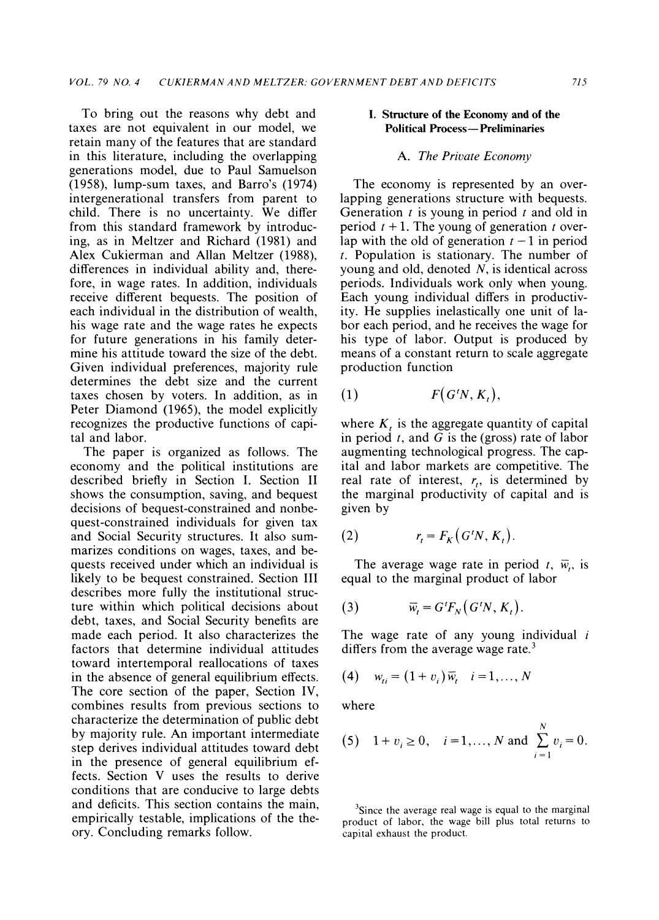To bring out the reasons why debt and taxes are not equivalent in our model, we retain many of the features that are standard in this literature, including the overlapping generations model, due to Paul Samuelson (1958), lump-sum taxes, and Barro's (1974) intergenerational transfers from parent to child. There is no uncertainty. We differ from this standard framework by introducing, as in Meltzer and Richard (1981) and Alex Cukierman and Allan Meltzer (1988), differences in individual ability and, therefore, in wage rates. In addition, individuals receive different bequests. The position of each individual in the distribution of wealth, his wage rate and the wage rates he expects for future generations in his family determine his attitude toward the size of the debt. Given individual preferences, majority rule determines the debt size and the current taxes chosen by voters. In addition, as in Peter Diamond (1965), the model explicitly recognizes the productive functions of capital and labor.

The paper is organized as follows. The economy and the political institutions are described briefly in Section I. Section II shows the consumption, saving, and bequest decisions of bequest-constrained and nonbequest-constrained individuals for given tax and Social Security structures. It also summarizes conditions on wages, taxes, and bequests received under which an individual is likely to be bequest constrained. Section III describes more fully the institutional structure within which political decisions about debt, taxes, and Social Security benefits are made each period. It also characterizes the factors that determine individual attitudes toward intertemporal reallocations of taxes in the absence of general equilibrium effects. The core section of the paper, Section IV, combines results from previous sections to characterize the determination of public debt by majority rule. An important intermediate step derives individual attitudes toward debt in the presence of general equilibrium effects. Section V uses the results to derive conditions that are conducive to large debts and deficits. This section contains the main, empirically testable, implications of the theory. Concluding remarks follow.

## I. Structure of the Economy and of the Political Process—Preliminaries

### A. *The Private Economy*

The economy is represented by an overlapping generations structure with bequests. Generation $t$ is young in period $t$ and old in period $t+1$. The young of generation $t$ overlap with the old of generation $t-1$ in period $t$. Population is stationary. The number of young and old, denoted $N$, is identical across periods. Individuals work only when young. Each young individual differs in productivity. He supplies inelastically one unit of labor each period, and he receives the wage for his type of labor. Output is produced by means of a constant return to scale aggregate production function

$$F(G^tN, K_t), \tag{1}$$

where $K_t$ is the aggregate quantity of capital in period $t$, and $G$ is the (gross) rate of labor augmenting technological progress. The capital and labor markets are competitive. The real rate of interest, $r_t$, is determined by the marginal productivity of capital and is given by

$$r_t = F_K(G^tN, K_t). \tag{2}$$

The average wage rate in period $t$, $\bar{w}_t$, is equal to the marginal product of labor

$$\bar{w}_t = G^tF_N(G^tN, K_t). \tag{3}$$

The wage rate of any young individual $i$ differs from the average wage rate.[3]

$$w_{ti} = (1+v_i)\bar{w}_t \quad i=1,\dots,N \tag{4}$$

where

$$1+v_i \geq 0, \quad i=1,\dots,N \text{ and } \sum_{i=1}^{N} v_i = 0. \tag{5}$$

[3]Since the average real wage is equal to the marginal product of labor, the wage bill plus total returns to capital exhaust the product.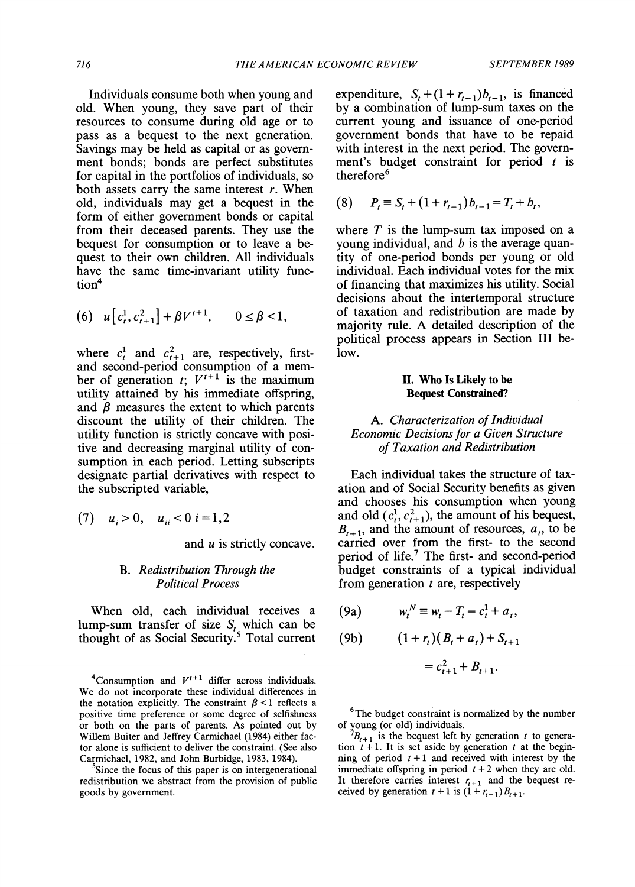Individuals consume both when young and old. When young, they save part of their resources to consume during old age or to pass as a bequest to the next generation. Savings may be held as capital or as government bonds; bonds are perfect substitutes for capital in the portfolios of individuals, so both assets carry the same interest $r$. When old, individuals may get a bequest in the form of either government bonds or capital from their deceased parents. They use the bequest for consumption or to leave a bequest to their own children. All individuals have the same time-invariant utility function[4]

$$(6)\quad u\left[c_t^1, c_{t+1}^2\right] + \beta V^{t+1}, \qquad 0 \le \beta < 1,$$

where $c_t^1$ and $c_{t+1}^2$ are, respectively, first- and second-period consumption of a member of generation $t$; $V^{t+1}$ is the maximum utility attained by his immediate offspring, and $\beta$ measures the extent to which parents discount the utility of their children. The utility function is strictly concave with positive and decreasing marginal utility of consumption in each period. Letting subscripts designate partial derivatives with respect to the subscripted variable,

$$(7)\quad u_i > 0, \quad u_{ii} < 0 \quad i = 1,2$$

and $u$ is strictly concave.

### B. Redistribution Through the Political Process

When old, each individual receives a lump-sum transfer of size $S_t$ which can be thought of as Social Security.[5] Total current expenditure, $S_t + (1 + r_{t-1})b_{t-1}$, is financed by a combination of lump-sum taxes on the current young and issuance of one-period government bonds that have to be repaid with interest in the next period. The government's budget constraint for period $t$ is therefore[6]

$$(8)\quad P_t \equiv S_t + (1 + r_{t-1})b_{t-1} = T_t + b_t,$$

where $T$ is the lump-sum tax imposed on a young individual, and $b$ is the average quantity of one-period bonds per young or old individual. Each individual votes for the mix of financing that maximizes his utility. Social decisions about the intertemporal structure of taxation and redistribution are made by majority rule. A detailed description of the political process appears in Section III below.

## II. Who Is Likely to be Bequest Constrained?

### A. Characterization of Individual Economic Decisions for a Given Structure of Taxation and Redistribution

Each individual takes the structure of taxation and of Social Security benefits as given and chooses his consumption when young and old $(c_t^1, c_{t+1}^2)$, the amount of his bequest, $B_{t+1}$, and the amount of resources, $a_t$, to be carried over from the first- to the second period of life.[7] The first- and second-period budget constraints of a typical individual from generation $t$ are, respectively

$$(9\text{a})\quad w_t^N \equiv w_t - T_t = c_t^1 + a_t,$$

$$(9\text{b})\quad (1 + r_t)(B_t + a_t) + S_{t+1} = c_{t+1}^2 + B_{t+1}.$$

---

[4] Consumption and $V^{t+1}$ differ across individuals. We do not incorporate these individual differences in the notation explicitly. The constraint $\beta < 1$ reflects a positive time preference or some degree of selfishness or both on the parts of parents. As pointed out by Willem Buiter and Jeffrey Carmichael (1984) either factor alone is sufficient to deliver the constraint. (See also Carmichael, 1982, and John Burbidge, 1983, 1984).

[5] Since the focus of this paper is on intergenerational redistribution we abstract from the provision of public goods by government.

[6] The budget constraint is normalized by the number of young (or old) individuals.

[7] $B_{t+1}$ is the bequest left by generation $t$ to generation $t+1$. It is set aside by generation $t$ at the beginning of period $t+1$ and received with interest by the immediate offspring in period $t+2$ when they are old. It therefore carries interest $r_{t+1}$ and the bequest received by generation $t+1$ is $(1 + r_{t+1})B_{t+1}$.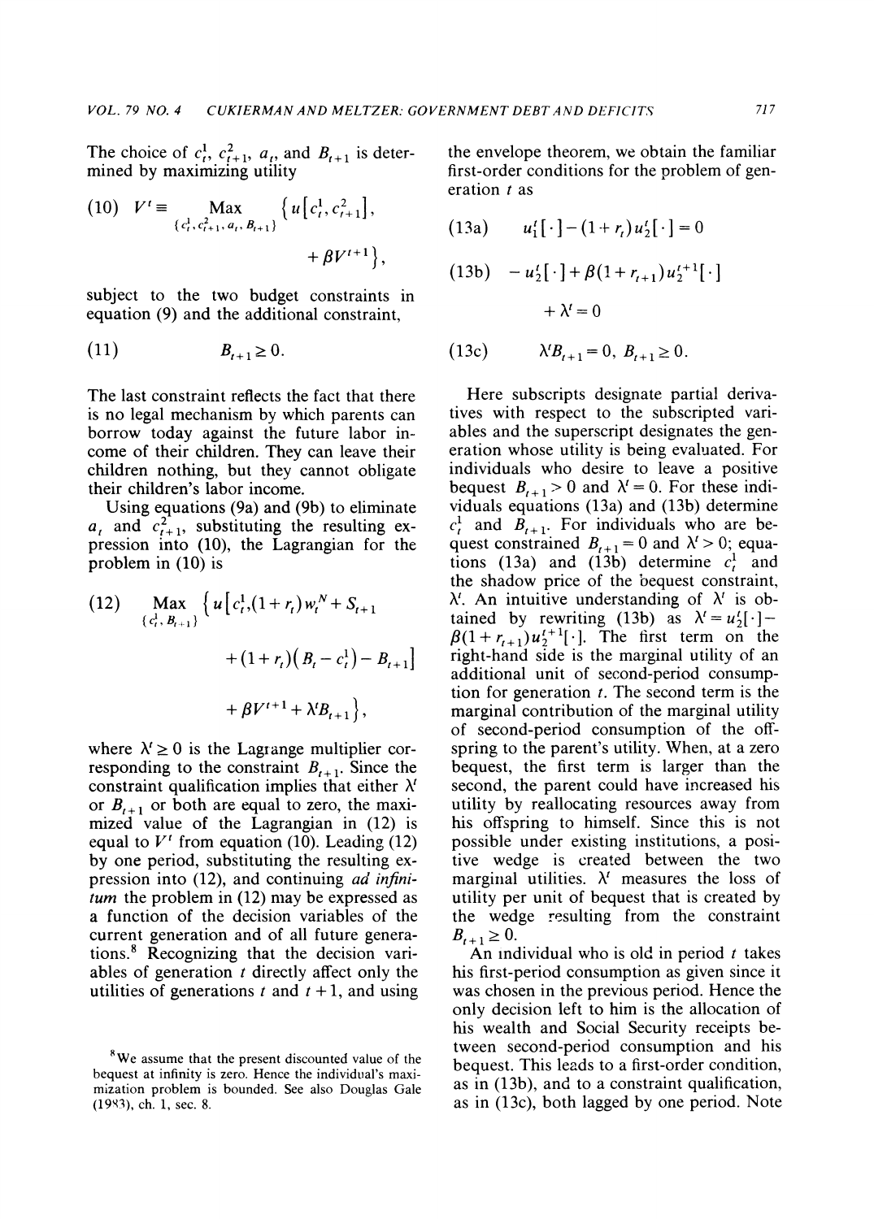The choice of $c_t^1$, $c_{t+1}^2$, $a_t$, and $B_{t+1}$ is determined by maximizing utility

$$
(10) \quad V^t \equiv \underset{\{c_t^1, c_{t+1}^2, a_t, B_{t+1}\}}{\text{Max}} \left\{ u\left[c_t^1, c_{t+1}^2\right], + \beta V^{t+1} \right\},
$$

subject to the two budget constraints in equation (9) and the additional constraint,

$$
(11) \quad B_{t+1} \geq 0.
$$

The last constraint reflects the fact that there is no legal mechanism by which parents can borrow today against the future labor income of their children. They can leave their children nothing, but they cannot obligate their children's labor income.

Using equations (9a) and (9b) to eliminate $a_t$ and $c_{t+1}^2$, substituting the resulting expression into (10), the Lagrangian for the problem in (10) is

$$
(12) \quad \underset{\{c_t^1, B_{t+1}\}}{\text{Max}} \left\{ u\left[c_t^1, (1+r_t)w_t^N + S_{t+1} + (1+r_t)\left(B_t - c_t^1\right) - B_{t+1}\right] + \beta V^{t+1} + \lambda^t B_{t+1} \right\},
$$

where $\lambda^t \geq 0$ is the Lagrange multiplier corresponding to the constraint $B_{t+1}$. Since the constraint qualification implies that either $\lambda^t$ or $B_{t+1}$ or both are equal to zero, the maximized value of the Lagrangian in (12) is equal to $V^t$ from equation (10). Leading (12) by one period, substituting the resulting expression into (12), and continuing *ad infinitum* the problem in (12) may be expressed as a function of the decision variables of the current generation and of all future generations.[8] Recognizing that the decision variables of generation $t$ directly affect only the utilities of generations $t$ and $t+1$, and using the envelope theorem, we obtain the familiar first-order conditions for the problem of generation $t$ as

$$
(13\text{a}) \quad u_1^t[\cdot] - (1+r_t)u_2^t[\cdot] = 0
$$

$$
(13\text{b}) \quad -u_2^t[\cdot] + \beta(1+r_{t+1})u_2^{t+1}[\cdot] + \lambda^t = 0
$$

$$
(13\text{c}) \quad \lambda^t B_{t+1} = 0, \; B_{t+1} \geq 0.
$$

Here subscripts designate partial derivatives with respect to the subscripted variables and the superscript designates the generation whose utility is being evaluated. For individuals who desire to leave a positive bequest $B_{t+1} > 0$ and $\lambda^t = 0$. For these individuals equations (13a) and (13b) determine $c_t^1$ and $B_{t+1}$. For individuals who are bequest constrained $B_{t+1} = 0$ and $\lambda^t > 0$; equations (13a) and (13b) determine $c_t^1$ and the shadow price of the bequest constraint, $\lambda^t$. An intuitive understanding of $\lambda^t$ is obtained by rewriting (13b) as $\lambda^t = u_2^t[\cdot] - \beta(1+r_{t+1})u_2^{t+1}[\cdot]$. The first term on the right-hand side is the marginal utility of an additional unit of second-period consumption for generation $t$. The second term is the marginal contribution of the marginal utility of second-period consumption of the offspring to the parent's utility. When, at a zero bequest, the first term is larger than the second, the parent could have increased his utility by reallocating resources away from his offspring to himself. Since this is not possible under existing institutions, a positive wedge is created between the two marginal utilities. $\lambda^t$ measures the loss of utility per unit of bequest that is created by the wedge resulting from the constraint $B_{t+1} \geq 0$.

An individual who is old in period $t$ takes his first-period consumption as given since it was chosen in the previous period. Hence the only decision left to him is the allocation of his wealth and Social Security receipts between second-period consumption and his bequest. This leads to a first-order condition, as in (13b), and to a constraint qualification, as in (13c), both lagged by one period. Note

---

[8] We assume that the present discounted value of the bequest at infinity is zero. Hence the individual's maximization problem is bounded. See also Douglas Gale (1983), ch. 1, sec. 8.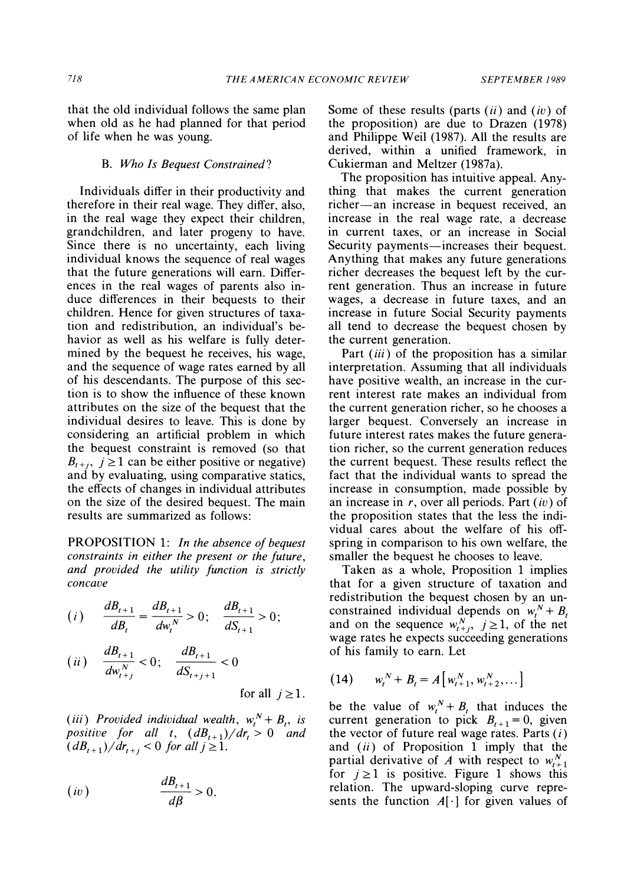that the old individual follows the same plan when old as he had planned for that period of life when he was young.

### B. *Who Is Bequest Constrained?*

Individuals differ in their productivity and therefore in their real wage. They differ, also, in the real wage they expect their children, grandchildren, and later progeny to have. Since there is no uncertainty, each living individual knows the sequence of real wages that the future generations will earn. Differences in the real wages of parents also induce differences in their bequests to their children. Hence for given structures of taxation and redistribution, an individual's behavior as well as his welfare is fully determined by the bequest he receives, his wage, and the sequence of wage rates earned by all of his descendants. The purpose of this section is to show the influence of these known attributes on the size of the bequest that the individual desires to leave. This is done by considering an artificial problem in which the bequest constraint is removed (so that $B_{t+j}$, $j \geq 1$ can be either positive or negative) and by evaluating, using comparative statics, the effects of changes in individual attributes on the size of the desired bequest. The main results are summarized as follows:

PROPOSITION 1: *In the absence of bequest constraints in either the present or the future, and provided the utility function is strictly concave*

$$(i) \qquad \frac{dB_{t+1}}{dB_t} = \frac{dB_{t+1}}{dw_t^N} > 0; \quad \frac{dB_{t+1}}{dS_{t+1}} > 0;$$

$$(ii) \qquad \frac{dB_{t+1}}{dw_{t+j}^N} < 0; \quad \frac{dB_{t+1}}{dS_{t+j+1}} < 0 \qquad \text{for all } j \geq 1.$$

(*iii*) *Provided individual wealth, $w_t^N + B_t$, is positive for all $t$, $(dB_{t+1})/dr_t > 0$ and $(dB_{t+1})/dr_{t+j} < 0$ for all $j \geq 1$.*

$$(iv) \qquad \frac{dB_{t+1}}{d\beta} > 0.$$

Some of these results (parts (*ii*) and (*iv*) of the proposition) are due to Drazen (1978) and Philippe Weil (1987). All the results are derived, within a unified framework, in Cukierman and Meltzer (1987a).

The proposition has intuitive appeal. Anything that makes the current generation richer—an increase in bequest received, an increase in the real wage rate, a decrease in current taxes, or an increase in Social Security payments—increases their bequest. Anything that makes any future generations richer decreases the bequest left by the current generation. Thus an increase in future wages, a decrease in future taxes, and an increase in future Social Security payments all tend to decrease the bequest chosen by the current generation.

Part (*iii*) of the proposition has a similar interpretation. Assuming that all individuals have positive wealth, an increase in the current interest rate makes an individual from the current generation richer, so he chooses a larger bequest. Conversely an increase in future interest rates makes the future generation richer, so the current generation reduces the current bequest. These results reflect the fact that the individual wants to spread the increase in consumption, made possible by an increase in $r$, over all periods. Part (*iv*) of the proposition states that the less the individual cares about the welfare of his offspring in comparison to his own welfare, the smaller the bequest he chooses to leave.

Taken as a whole, Proposition 1 implies that for a given structure of taxation and redistribution the bequest chosen by an unconstrained individual depends on $w_t^N + B_t$ and on the sequence $w_{t+j}^N$, $j \geq 1$, of the net wage rates he expects succeeding generations of his family to earn. Let

$$(14) \qquad w_t^N + B_t = A\left[w_{t+1}^N, w_{t+2}^N, \dots\right]$$

be the value of $w_t^N + B_t$ that induces the current generation to pick $B_{t+1} = 0$, given the vector of future real wage rates. Parts (*i*) and (*ii*) of Proposition 1 imply that the partial derivative of $A$ with respect to $w_{t+1}^N$ for $j \geq 1$ is positive. Figure 1 shows this relation. The upward-sloping curve represents the function $A[\cdot]$ for given values of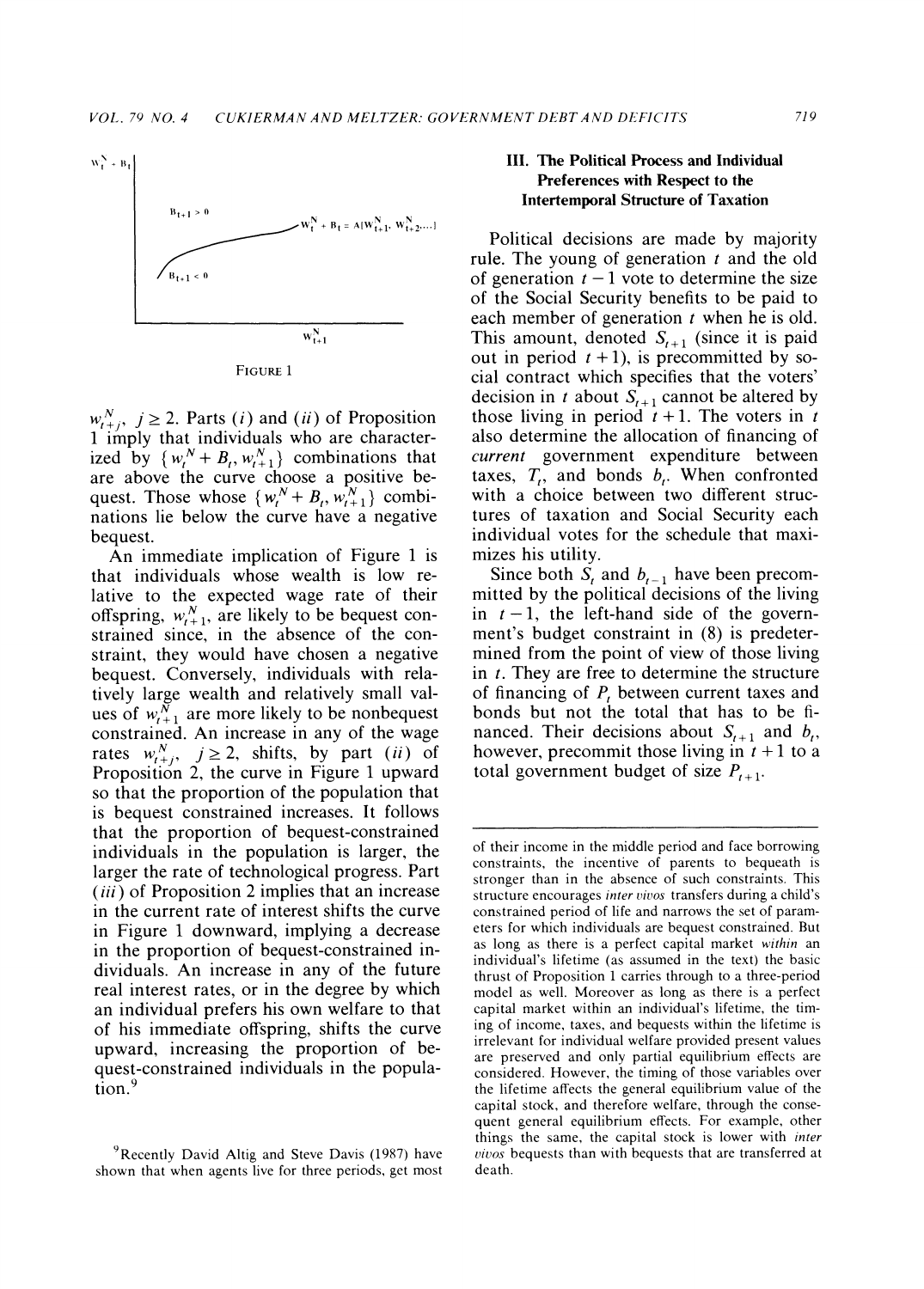FIGURE 1

$w_{t+j}^N$, $j \geq 2$. Parts (*i*) and (*ii*) of Proposition 1 imply that individuals who are characterized by $\{w_t^N + B_t, w_{t+1}^N\}$ combinations that are above the curve choose a positive bequest. Those whose $\{w_t^N + B_t, w_{t+1}^N\}$ combinations lie below the curve have a negative bequest.

An immediate implication of Figure 1 is that individuals whose wealth is low relative to the expected wage rate of their offspring, $w_{t+1}^N$, are likely to be bequest constrained since, in the absence of the constraint, they would have chosen a negative bequest. Conversely, individuals with relatively large wealth and relatively small values of $w_{t+1}^N$ are more likely to be nonbequest constrained. An increase in any of the wage rates $w_{t+j}^N$, $j \geq 2$, shifts, by part (*ii*) of Proposition 2, the curve in Figure 1 upward so that the proportion of the population that is bequest constrained increases. It follows that the proportion of bequest-constrained individuals in the population is larger, the larger the rate of technological progress. Part (*iii*) of Proposition 2 implies that an increase in the current rate of interest shifts the curve in Figure 1 downward, implying a decrease in the proportion of bequest-constrained individuals. An increase in any of the future real interest rates, or in the degree by which an individual prefers his own welfare to that of his immediate offspring, shifts the curve upward, increasing the proportion of bequest-constrained individuals in the population.[9]

## III. The Political Process and Individual Preferences with Respect to the Intertemporal Structure of Taxation

Political decisions are made by majority rule. The young of generation $t$ and the old of generation $t-1$ vote to determine the size of the Social Security benefits to be paid to each member of generation $t$ when he is old. This amount, denoted $S_{t+1}$ (since it is paid out in period $t+1$), is precommitted by social contract which specifies that the voters' decision in $t$ about $S_{t+1}$ cannot be altered by those living in period $t+1$. The voters in $t$ also determine the allocation of financing of *current* government expenditure between taxes, $T_t$, and bonds $b_t$. When confronted with a choice between two different structures of taxation and Social Security each individual votes for the schedule that maximizes his utility.

Since both $S_t$ and $b_{t-1}$ have been precommitted by the political decisions of the living in $t-1$, the left-hand side of the government's budget constraint in (8) is predetermined from the point of view of those living in $t$. They are free to determine the structure of financing of $P_t$ between current taxes and bonds but not the total that has to be financed. Their decisions about $S_{t+1}$ and $b_t$, however, precommit those living in $t+1$ to a total government budget of size $P_{t+1}$.

[9] Recently David Altig and Steve Davis (1987) have shown that when agents live for three periods, get most of their income in the middle period and face borrowing constraints, the incentive of parents to bequeath is stronger than in the absence of such constraints. This structure encourages *inter vivos* transfers during a child's constrained period of life and narrows the set of parameters for which individuals are bequest constrained. But as long as there is a perfect capital market *within* an individual's lifetime (as assumed in the text) the basic thrust of Proposition 1 carries through to a three-period model as well. Moreover as long as there is a perfect capital market within an individual's lifetime, the timing of income, taxes, and bequests within the lifetime is irrelevant for individual welfare provided present values are preserved and only partial equilibrium effects are considered. However, the timing of those variables over the lifetime affects the general equilibrium value of the capital stock, and therefore welfare, through the consequent general equilibrium effects. For example, other things the same, the capital stock is lower with *inter vivos* bequests than with bequests that are transferred at death.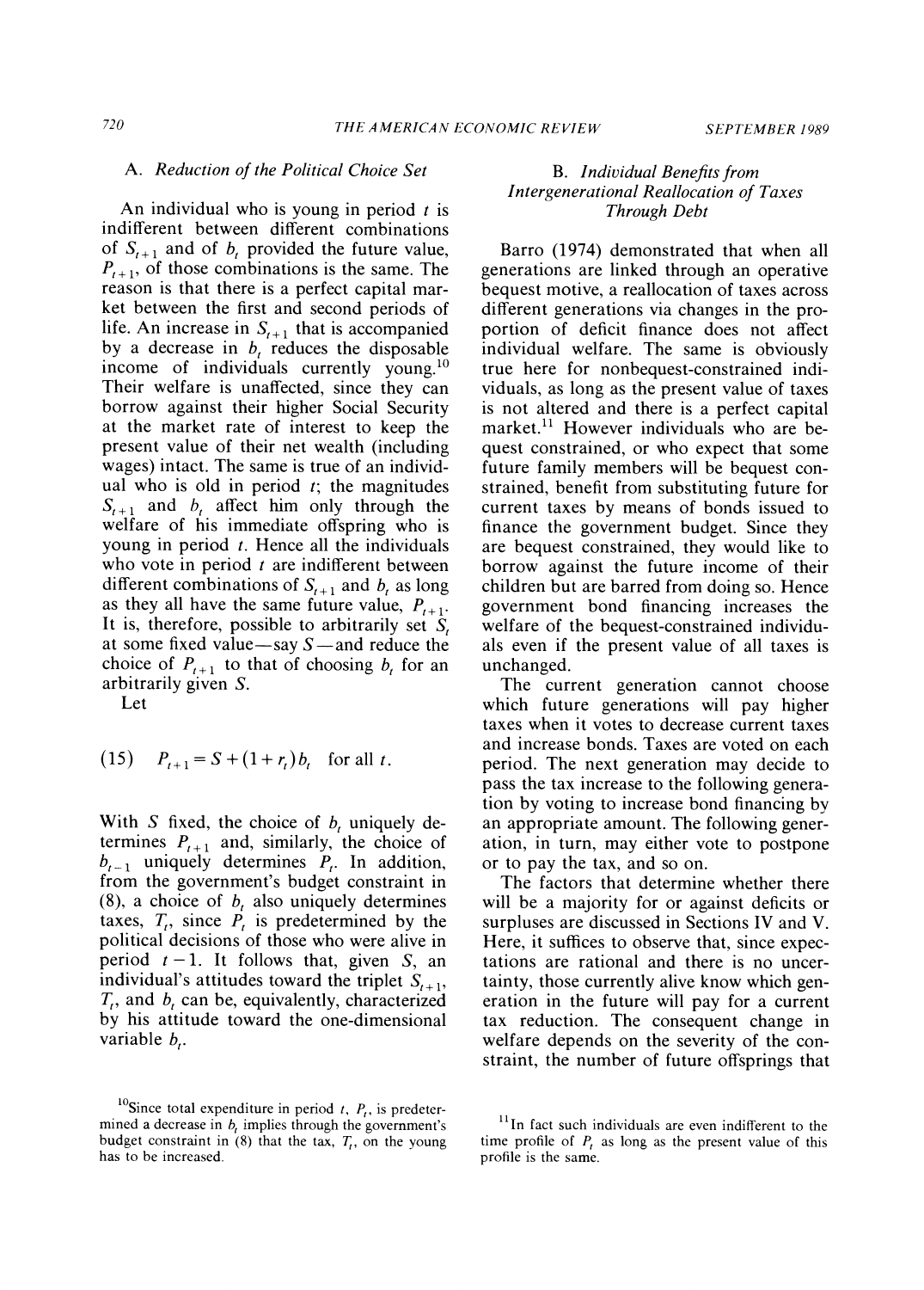### A. Reduction of the Political Choice Set

An individual who is young in period $t$ is indifferent between different combinations of $S_{t+1}$ and of $b_t$ provided the future value, $P_{t+1}$, of those combinations is the same. The reason is that there is a perfect capital market between the first and second periods of life. An increase in $S_{t+1}$ that is accompanied by a decrease in $b_t$ reduces the disposable income of individuals currently young.[10] Their welfare is unaffected, since they can borrow against their higher Social Security at the market rate of interest to keep the present value of their net wealth (including wages) intact. The same is true of an individual who is old in period $t$; the magnitudes $S_{t+1}$ and $b_t$ affect him only through the welfare of his immediate offspring who is young in period $t$. Hence all the individuals who vote in period $t$ are indifferent between different combinations of $S_{t+1}$ and $b_t$ as long as they all have the same future value, $P_{t+1}$. It is, therefore, possible to arbitrarily set $S_t$ at some fixed value—say $S$—and reduce the choice of $P_{t+1}$ to that of choosing $b_t$ for an arbitrarily given $S$.

Let

$$P_{t+1} = S + (1+r_t)b_t \quad \text{for all } t. \tag{15}$$

With $S$ fixed, the choice of $b_t$ uniquely determines $P_{t+1}$ and, similarly, the choice of $b_{t-1}$ uniquely determines $P_t$. In addition, from the government's budget constraint in (8), a choice of $b_t$ also uniquely determines taxes, $T_t$, since $P_t$ is predetermined by the political decisions of those who were alive in period $t-1$. It follows that, given $S$, an individual's attitudes toward the triplet $S_{t+1}$, $T_t$, and $b_t$ can be, equivalently, characterized by his attitude toward the one-dimensional variable $b_t$.

### B. Individual Benefits from Intergenerational Reallocation of Taxes Through Debt

Barro (1974) demonstrated that when all generations are linked through an operative bequest motive, a reallocation of taxes across different generations via changes in the proportion of deficit finance does not affect individual welfare. The same is obviously true here for nonbequest-constrained individuals, as long as the present value of taxes is not altered and there is a perfect capital market.[11] However individuals who are bequest constrained, or who expect that some future family members will be bequest constrained, benefit from substituting future for current taxes by means of bonds issued to finance the government budget. Since they are bequest constrained, they would like to borrow against the future income of their children but are barred from doing so. Hence government bond financing increases the welfare of the bequest-constrained individuals even if the present value of all taxes is unchanged.

The current generation cannot choose which future generations will pay higher taxes when it votes to decrease current taxes and increase bonds. Taxes are voted on each period. The next generation may decide to pass the tax increase to the following generation by voting to increase bond financing by an appropriate amount. The following generation, in turn, may either vote to postpone or to pay the tax, and so on.

The factors that determine whether there will be a majority for or against deficits or surpluses are discussed in Sections IV and V. Here, it suffices to observe that, since expectations are rational and there is no uncertainty, those currently alive know which generation in the future will pay for a current tax reduction. The consequent change in welfare depends on the severity of the constraint, the number of future offsprings that

[10] Since total expenditure in period $t$, $P_t$, is predetermined a decrease in $b_t$ implies through the government's budget constraint in (8) that the tax, $T_t$, on the young has to be increased.

[11] In fact such individuals are even indifferent to the time profile of $P_t$ as long as the present value of this profile is the same.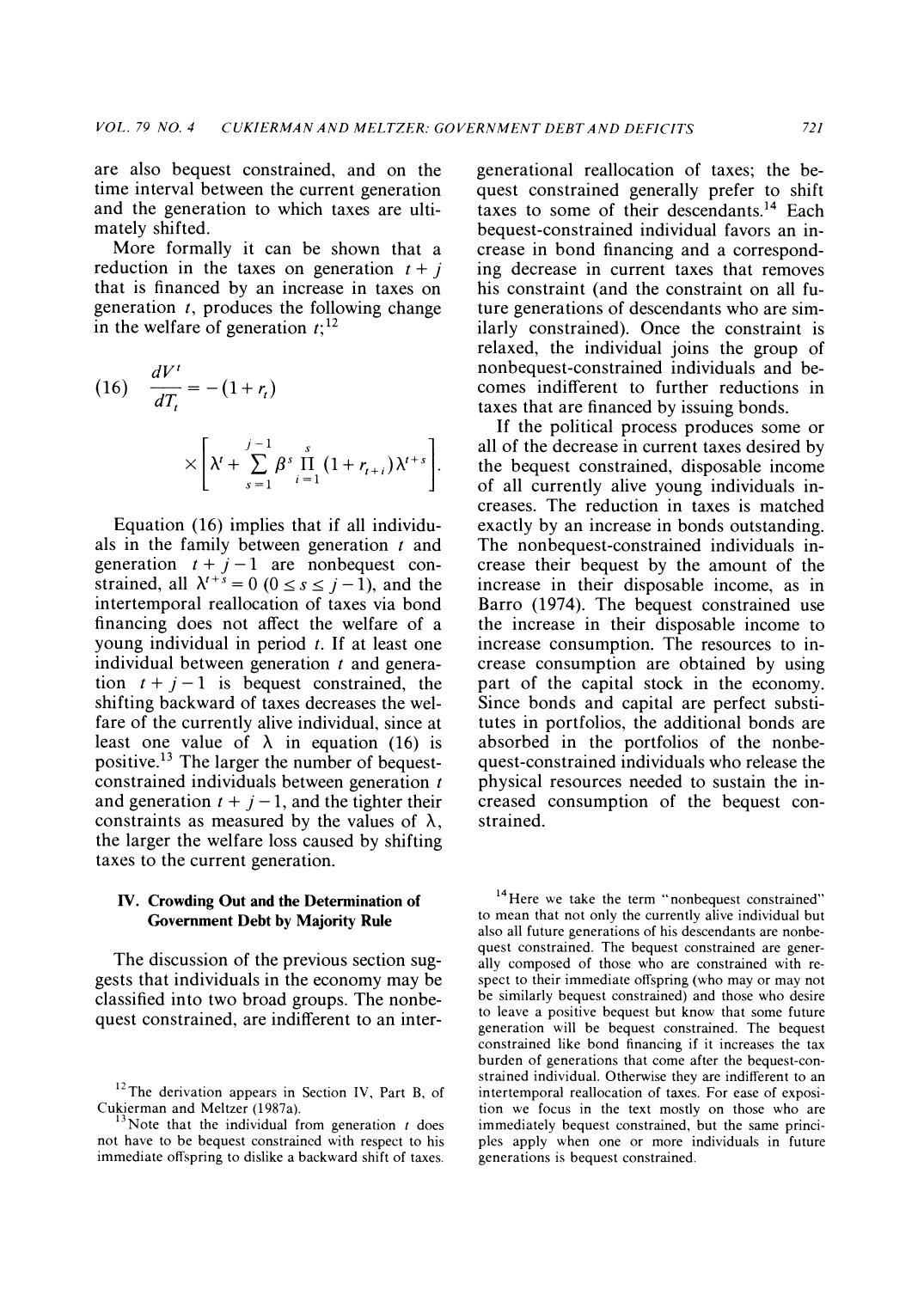are also bequest constrained, and on the time interval between the current generation and the generation to which taxes are ultimately shifted.

More formally it can be shown that a reduction in the taxes on generation $t+j$ that is financed by an increase in taxes on generation $t$, produces the following change in the welfare of generation $t$;[12]

$$(16) \quad \frac{dV^t}{dT_t} = -(1+r_t) \times \left[ \lambda^t + \sum_{s=1}^{j-1} \beta^s \prod_{i=1}^{s} (1+r_{t+i}) \lambda^{t+s} \right].$$

Equation (16) implies that if all individuals in the family between generation $t$ and generation $t+j-1$ are nonbequest constrained, all $\lambda^{t+s} = 0$ $(0 \leq s \leq j-1)$, and the intertemporal reallocation of taxes via bond financing does not affect the welfare of a young individual in period $t$. If at least one individual between generation $t$ and generation $t+j-1$ is bequest constrained, the shifting backward of taxes decreases the welfare of the currently alive individual, since at least one value of $\lambda$ in equation (16) is positive.[13] The larger the number of bequest-constrained individuals between generation $t$ and generation $t+j-1$, and the tighter their constraints as measured by the values of $\lambda$, the larger the welfare loss caused by shifting taxes to the current generation.

## IV. Crowding Out and the Determination of Government Debt by Majority Rule

The discussion of the previous section suggests that individuals in the economy may be classified into two broad groups. The nonbequest constrained, are indifferent to an intergenerational reallocation of taxes; the bequest constrained generally prefer to shift taxes to some of their descendants.[14] Each bequest-constrained individual favors an increase in bond financing and a corresponding decrease in current taxes that removes his constraint (and the constraint on all future generations of descendants who are similarly constrained). Once the constraint is relaxed, the individual joins the group of nonbequest-constrained individuals and becomes indifferent to further reductions in taxes that are financed by issuing bonds.

If the political process produces some or all of the decrease in current taxes desired by the bequest constrained, disposable income of all currently alive young individuals increases. The reduction in taxes is matched exactly by an increase in bonds outstanding. The nonbequest-constrained individuals increase their bequest by the amount of the increase in their disposable income, as in Barro (1974). The bequest constrained use the increase in their disposable income to increase consumption. The resources to increase consumption are obtained by using part of the capital stock in the economy. Since bonds and capital are perfect substitutes in portfolios, the additional bonds are absorbed in the portfolios of the nonbequest-constrained individuals who release the physical resources needed to sustain the increased consumption of the bequest constrained.

[12] The derivation appears in Section IV, Part B, of Cukierman and Meltzer (1987a).

[13] Note that the individual from generation $t$ does not have to be bequest constrained with respect to his immediate offspring to dislike a backward shift of taxes.

[14] Here we take the term "nonbequest constrained" to mean that not only the currently alive individual but also all future generations of his descendants are nonbequest constrained. The bequest constrained are generally composed of those who are constrained with respect to their immediate offspring (who may or may not be similarly bequest constrained) and those who desire to leave a positive bequest but know that some future generation will be bequest constrained. The bequest constrained like bond financing if it increases the tax burden of generations that come after the bequest-constrained individual. Otherwise they are indifferent to an intertemporal reallocation of taxes. For ease of exposition we focus in the text mostly on those who are immediately bequest constrained, but the same principles apply when one or more individuals in future generations is bequest constrained.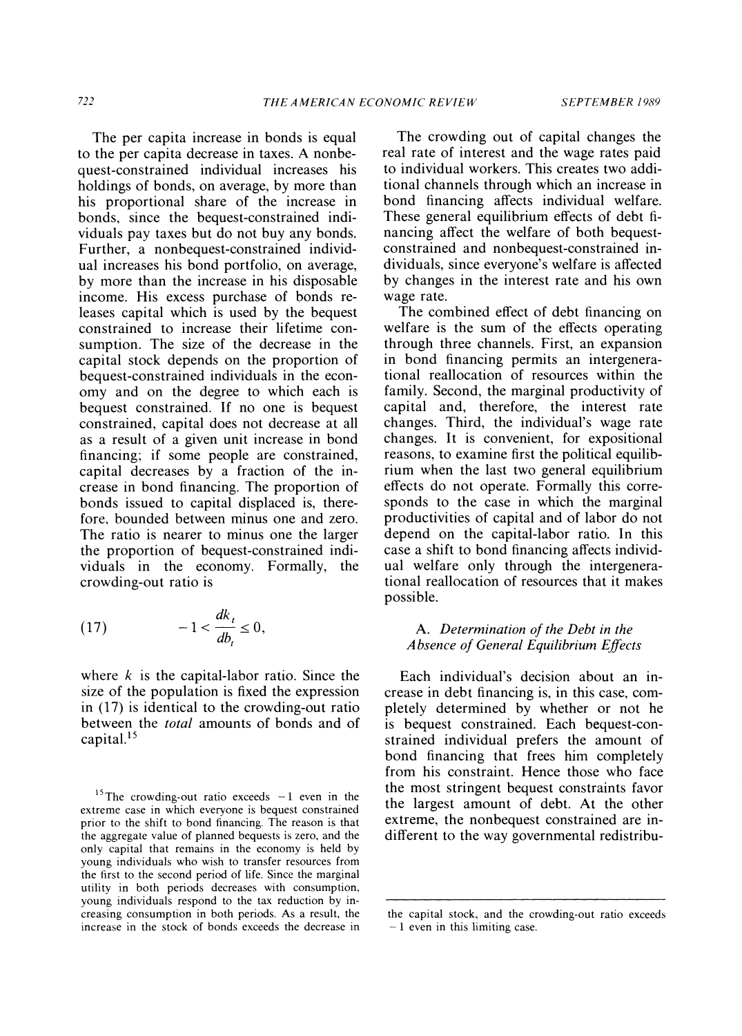The per capita increase in bonds is equal to the per capita decrease in taxes. A nonbequest-constrained individual increases his holdings of bonds, on average, by more than his proportional share of the increase in bonds, since the bequest-constrained individuals pay taxes but do not buy any bonds. Further, a nonbequest-constrained individual increases his bond portfolio, on average, by more than the increase in his disposable income. His excess purchase of bonds releases capital which is used by the bequest constrained to increase their lifetime consumption. The size of the decrease in the capital stock depends on the proportion of bequest-constrained individuals in the economy and on the degree to which each is bequest constrained. If no one is bequest constrained, capital does not decrease at all as a result of a given unit increase in bond financing; if some people are constrained, capital decreases by a fraction of the increase in bond financing. The proportion of bonds issued to capital displaced is, therefore, bounded between minus one and zero. The ratio is nearer to minus one the larger the proportion of bequest-constrained individuals in the economy. Formally, the crowding-out ratio is

$$-1 < \frac{dk_t}{db_t} \leq 0, \tag{17}$$

where $k$ is the capital-labor ratio. Since the size of the population is fixed the expression in (17) is identical to the crowding-out ratio between the *total* amounts of bonds and of capital.[15]

The crowding out of capital changes the real rate of interest and the wage rates paid to individual workers. This creates two additional channels through which an increase in bond financing affects individual welfare. These general equilibrium effects of debt financing affect the welfare of both bequest-constrained and nonbequest-constrained individuals, since everyone's welfare is affected by changes in the interest rate and his own wage rate.

The combined effect of debt financing on welfare is the sum of the effects operating through three channels. First, an expansion in bond financing permits an intergenerational reallocation of resources within the family. Second, the marginal productivity of capital and, therefore, the interest rate changes. Third, the individual's wage rate changes. It is convenient, for expositional reasons, to examine first the political equilibrium when the last two general equilibrium effects do not operate. Formally this corresponds to the case in which the marginal productivities of capital and of labor do not depend on the capital-labor ratio. In this case a shift to bond financing affects individual welfare only through the intergenerational reallocation of resources that it makes possible.

### A. *Determination of the Debt in the Absence of General Equilibrium Effects*

Each individual's decision about an increase in debt financing is, in this case, completely determined by whether or not he is bequest constrained. Each bequest-constrained individual prefers the amount of bond financing that frees him completely from his constraint. Hence those who face the most stringent bequest constraints favor the largest amount of debt. At the other extreme, the nonbequest constrained are indifferent to the way governmental redistribu-

[15] The crowding-out ratio exceeds $-1$ even in the extreme case in which everyone is bequest constrained prior to the shift to bond financing. The reason is that the aggregate value of planned bequests is zero, and the only capital that remains in the economy is held by young individuals who wish to transfer resources from the first to the second period of life. Since the marginal utility in both periods decreases with consumption, young individuals respond to the tax reduction by increasing consumption in both periods. As a result, the increase in the stock of bonds exceeds the decrease in the capital stock, and the crowding-out ratio exceeds $-1$ even in this limiting case.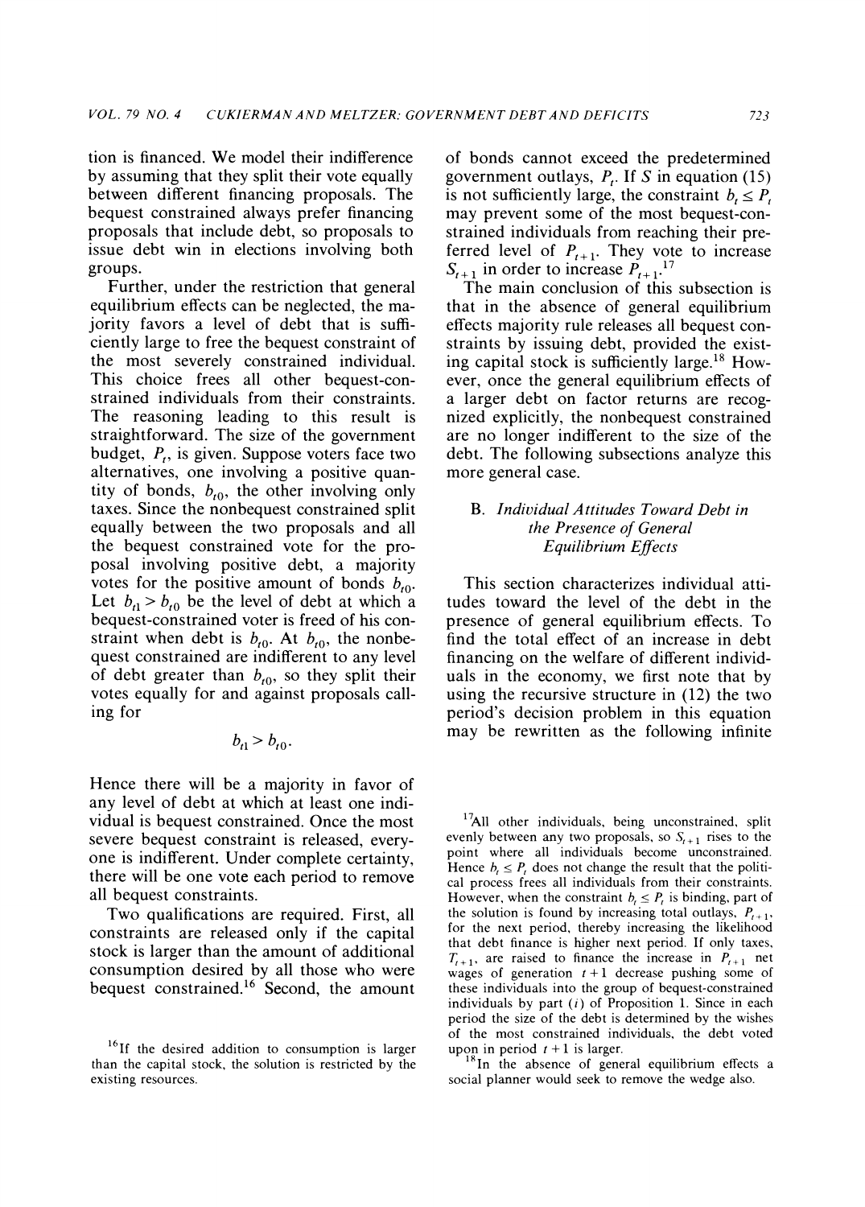tion is financed. We model their indifference by assuming that they split their vote equally between different financing proposals. The bequest constrained always prefer financing proposals that include debt, so proposals to issue debt win in elections involving both groups.

Further, under the restriction that general equilibrium effects can be neglected, the majority favors a level of debt that is sufficiently large to free the bequest constraint of the most severely constrained individual. This choice frees all other bequest-constrained individuals from their constraints. The reasoning leading to this result is straightforward. The size of the government budget, $P_t$, is given. Suppose voters face two alternatives, one involving a positive quantity of bonds, $b_{t0}$, the other involving only taxes. Since the nonbequest constrained split equally between the two proposals and all the bequest constrained vote for the proposal involving positive debt, a majority votes for the positive amount of bonds $b_{t0}$. Let $b_{t1} > b_{t0}$ be the level of debt at which a bequest-constrained voter is freed of his constraint when debt is $b_{t0}$. At $b_{t0}$, the nonbequest constrained are indifferent to any level of debt greater than $b_{t0}$, so they split their votes equally for and against proposals calling for

$$b_{t1} > b_{t0}.$$

Hence there will be a majority in favor of any level of debt at which at least one individual is bequest constrained. Once the most severe bequest constraint is released, everyone is indifferent. Under complete certainty, there will be one vote each period to remove all bequest constraints.

Two qualifications are required. First, all constraints are released only if the capital stock is larger than the amount of additional consumption desired by all those who were bequest constrained.[16] Second, the amount of bonds cannot exceed the predetermined government outlays, $P_t$. If $S$ in equation (15) is not sufficiently large, the constraint $b_t \leq P_t$ may prevent some of the most bequest-constrained individuals from reaching their preferred level of $P_{t+1}$. They vote to increase $S_{t+1}$ in order to increase $P_{t+1}$.[17]

The main conclusion of this subsection is that in the absence of general equilibrium effects majority rule releases all bequest constraints by issuing debt, provided the existing capital stock is sufficiently large.[18] However, once the general equilibrium effects of a larger debt on factor returns are recognized explicitly, the nonbequest constrained are no longer indifferent to the size of the debt. The following subsections analyze this more general case.

### B. *Individual Attitudes Toward Debt in the Presence of General Equilibrium Effects*

This section characterizes individual attitudes toward the level of the debt in the presence of general equilibrium effects. To find the total effect of an increase in debt financing on the welfare of different individuals in the economy, we first note that by using the recursive structure in (12) the two period's decision problem in this equation may be rewritten as the following infinite

[16] If the desired addition to consumption is larger than the capital stock, the solution is restricted by the existing resources.

[17] All other individuals, being unconstrained, split evenly between any two proposals, so $S_{t+1}$ rises to the point where all individuals become unconstrained. Hence $b_t \leq P_t$ does not change the result that the political process frees all individuals from their constraints. However, when the constraint $b_t \leq P_t$ is binding, part of the solution is found by increasing total outlays, $P_{t+1}$, for the next period, thereby increasing the likelihood that debt finance is higher next period. If only taxes, $T_{t+1}$, are raised to finance the increase in $P_{t+1}$ net wages of generation $t+1$ decrease pushing some of these individuals into the group of bequest-constrained individuals by part (*i*) of Proposition 1. Since in each period the size of the debt is determined by the wishes of the most constrained individuals, the debt voted upon in period $t+1$ is larger.

[18] In the absence of general equilibrium effects a social planner would seek to remove the wedge also.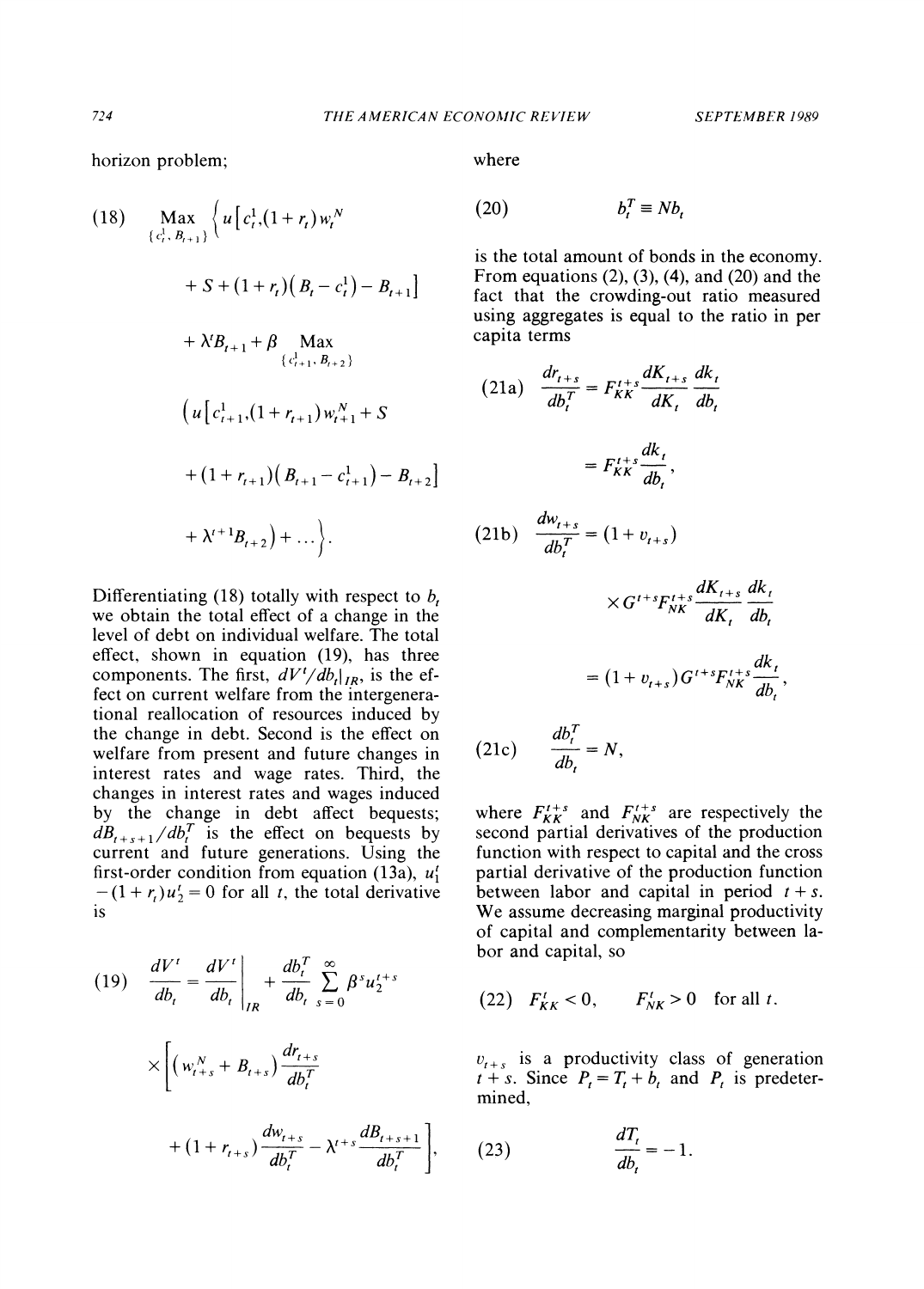horizon problem;

$$\text{(18)} \quad \underset{\{c_t^1, B_{t+1}\}}{\text{Max}} \Big\{ u\big[c_t^1, (1+r_t) w_t^N + S + (1+r_t)(B_t - c_t^1) - B_{t+1}\big] + \lambda^t B_{t+1} + \beta \underset{\{c_{t+1}^1, B_{t+2}\}}{\text{Max}} \Big( u\big[c_{t+1}^1, (1+r_{t+1}) w_{t+1}^N + S + (1+r_{t+1})(B_{t+1} - c_{t+1}^1) - B_{t+2}\big] + \lambda^{t+1} B_{t+2}\Big) + \dots \Big\}.$$

Differentiating (18) totally with respect to $b_t$ we obtain the total effect of a change in the level of debt on individual welfare. The total effect, shown in equation (19), has three components. The first, $dV^t/db_t|_{IR}$, is the effect on current welfare from the intergenerational reallocation of resources induced by the change in debt. Second is the effect on welfare from present and future changes in interest rates and wage rates. Third, the changes in interest rates and wages induced by the change in debt affect bequests; $dB_{t+s+1}/db_t^T$ is the effect on bequests by current and future generations. Using the first-order condition from equation (13a), $u_1^t - (1+r_t)u_2^t = 0$ for all $t$, the total derivative is

$$\text{(19)} \quad \frac{dV^t}{db_t} = \frac{dV^t}{db_t}\bigg|_{IR} + \frac{db_t^T}{db_t} \sum_{s=0}^{\infty} \beta^s u_2^{t+s} \times \left[ \left(w_{t+s}^N + B_{t+s}\right) \frac{dr_{t+s}}{db_t^T} + (1+r_{t+s}) \frac{dw_{t+s}}{db_t^T} - \lambda^{t+s} \frac{dB_{t+s+1}}{db_t^T} \right],$$

where

$$\text{(20)} \quad b_t^T \equiv N b_t$$

is the total amount of bonds in the economy. From equations (2), (3), (4), and (20) and the fact that the crowding-out ratio measured using aggregates is equal to the ratio in per capita terms

$$\text{(21a)} \quad \frac{dr_{t+s}}{db_t^T} = F_{KK}^{t+s} \frac{dK_{t+s}}{dK_t} \frac{dk_t}{db_t} = F_{KK}^{t+s} \frac{dk_t}{db_t},$$

$$\text{(21b)} \quad \frac{dw_{t+s}}{db_t^T} = (1+v_{t+s}) \times G^{t+s} F_{NK}^{t+s} \frac{dK_{t+s}}{dK_t} \frac{dk_t}{db_t} = (1+v_{t+s}) G^{t+s} F_{NK}^{t+s} \frac{dk_t}{db_t},$$

$$\text{(21c)} \quad \frac{db_t^T}{db_t} = N,$$

where $F_{KK}^{t+s}$ and $F_{NK}^{t+s}$ are respectively the second partial derivatives of the production function with respect to capital and the cross partial derivative of the production function between labor and capital in period $t+s$. We assume decreasing marginal productivity of capital and complementarity between labor and capital, so

$$\text{(22)} \quad F_{KK}^t < 0, \qquad F_{NK}^t > 0 \quad \text{for all } t.$$

$v_{t+s}$ is a productivity class of generation $t+s$. Since $P_t = T_t + b_t$ and $P_t$ is predetermined,

$$\text{(23)} \quad \frac{dT_t}{db_t} = -1.$$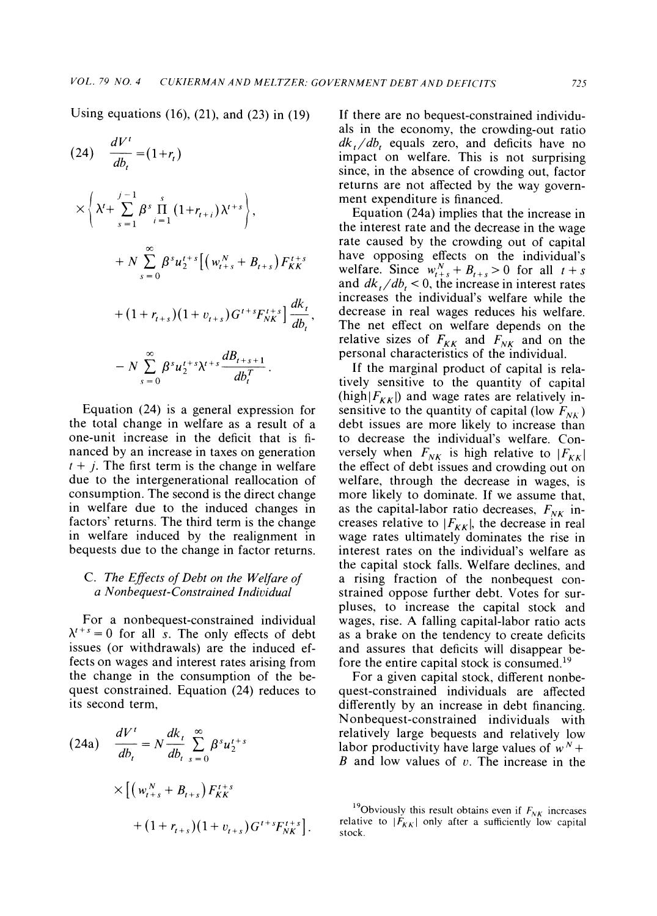Using equations (16), (21), and (23) in (19)

$$\frac{dV^t}{db_t} = (1+r_t) \tag{24}$$

$$\times \left\{ \lambda^t + \sum_{s=1}^{j-1} \beta^s \prod_{i=1}^{s} (1+r_{t+i}) \lambda^{t+s} \right\},$$

$$+ N \sum_{s=0}^{\infty} \beta^s u_2^{t+s} \left[ \left( w_{t+s}^N + B_{t+s} \right) F_{KK}^{t+s} \right.$$

$$\left. + (1+r_{t+s})(1+v_{t+s}) G^{t+s} F_{NK}^{t+s} \right] \frac{dk_t}{db_t},$$

$$- N \sum_{s=0}^{\infty} \beta^s u_2^{t+s} \lambda^{t+s} \frac{dB_{t+s+1}}{db_t^T}.$$

Equation (24) is a general expression for the total change in welfare as a result of a one-unit increase in the deficit that is financed by an increase in taxes on generation $t+j$. The first term is the change in welfare due to the intergenerational reallocation of consumption. The second is the direct change in welfare due to the induced changes in factors' returns. The third term is the change in welfare induced by the realignment in bequests due to the change in factor returns.

### C. *The Effects of Debt on the Welfare of a Nonbequest-Constrained Individual*

For a nonbequest-constrained individual $\lambda^{t+s} = 0$ for all $s$. The only effects of debt issues (or withdrawals) are the induced effects on wages and interest rates arising from the change in the consumption of the bequest constrained. Equation (24) reduces to its second term,

$$\frac{dV^t}{db_t} = N \frac{dk_t}{db_t} \sum_{s=0}^{\infty} \beta^s u_2^{t+s} \tag{24a}$$

$$\times \left[ \left( w_{t+s}^N + B_{t+s} \right) F_{KK}^{t+s} \right.$$

$$\left. + (1+r_{t+s})(1+v_{t+s}) G^{t+s} F_{NK}^{t+s} \right].$$

If there are no bequest-constrained individuals in the economy, the crowding-out ratio $dk_t/db_t$ equals zero, and deficits have no impact on welfare. This is not surprising since, in the absence of crowding out, factor returns are not affected by the way government expenditure is financed.

Equation (24a) implies that the increase in the interest rate and the decrease in the wage rate caused by the crowding out of capital have opposing effects on the individual's welfare. Since $w_{t+s}^N + B_{t+s} > 0$ for all $t+s$ and $dk_t/db_t < 0$, the increase in interest rates increases the individual's welfare while the decrease in real wages reduces his welfare. The net effect on welfare depends on the relative sizes of $F_{KK}$ and $F_{NK}$ and on the personal characteristics of the individual.

If the marginal product of capital is relatively sensitive to the quantity of capital (high $|F_{KK}|$) and wage rates are relatively insensitive to the quantity of capital (low $F_{NK}$) debt issues are more likely to increase than to decrease the individual's welfare. Conversely when $F_{NK}$ is high relative to $|F_{KK}|$ the effect of debt issues and crowding out on welfare, through the decrease in wages, is more likely to dominate. If we assume that, as the capital-labor ratio decreases, $F_{NK}$ increases relative to $|F_{KK}|$, the decrease in real wage rates ultimately dominates the rise in interest rates on the individual's welfare as the capital stock falls. Welfare declines, and a rising fraction of the nonbequest constrained oppose further debt. Votes for surpluses, to increase the capital stock and wages, rise. A falling capital-labor ratio acts as a brake on the tendency to create deficits and assures that deficits will disappear before the entire capital stock is consumed.[19]

For a given capital stock, different nonbequest-constrained individuals are affected differently by an increase in debt financing. Nonbequest-constrained individuals with relatively large bequests and relatively low labor productivity have large values of $w^N + B$ and low values of $v$. The increase in the

[19] Obviously this result obtains even if $F_{NK}$ increases relative to $|F_{KK}|$ only after a sufficiently low capital stock.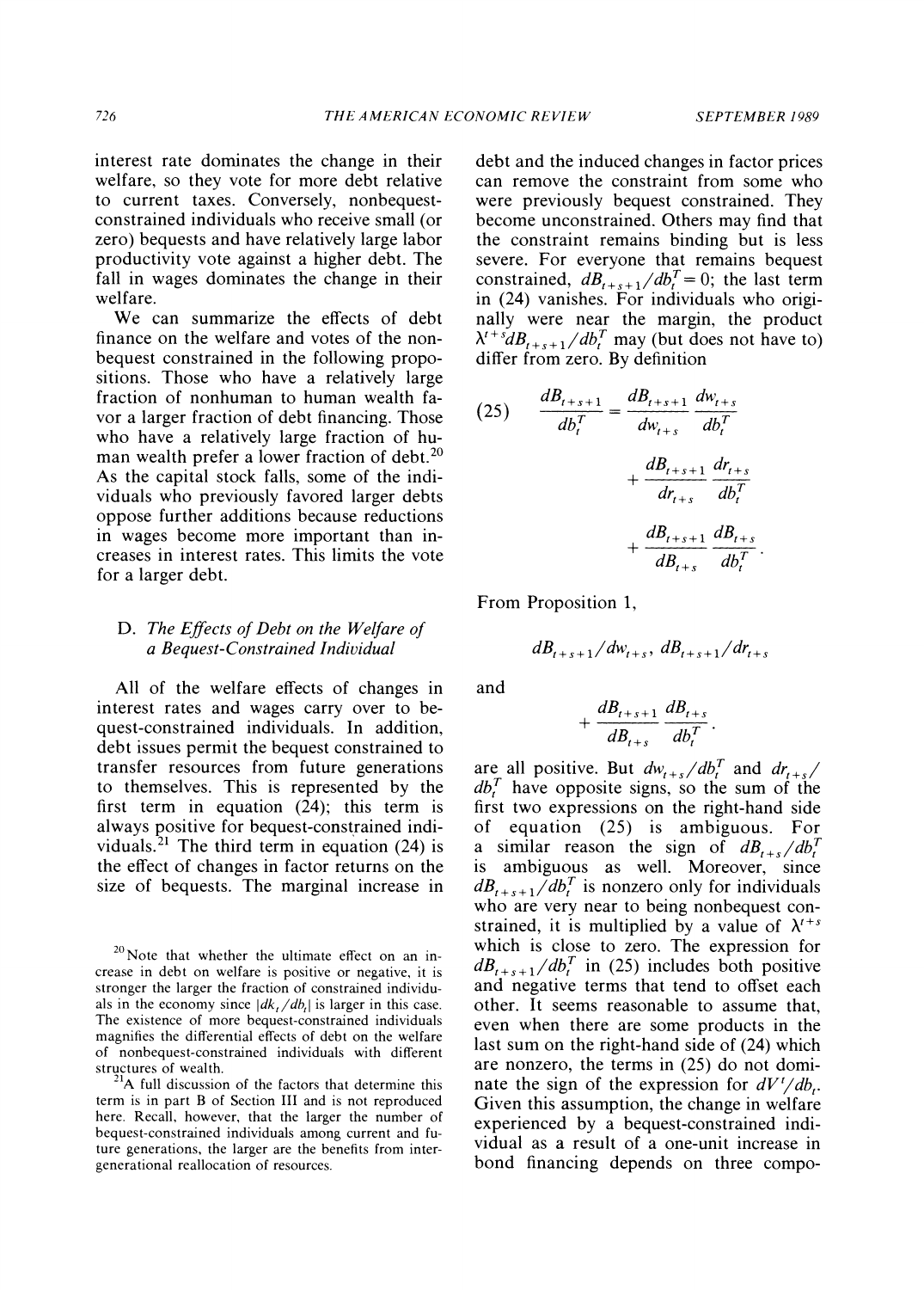interest rate dominates the change in their welfare, so they vote for more debt relative to current taxes. Conversely, nonbequest-constrained individuals who receive small (or zero) bequests and have relatively large labor productivity vote against a higher debt. The fall in wages dominates the change in their welfare.

We can summarize the effects of debt finance on the welfare and votes of the nonbequest constrained in the following propositions. Those who have a relatively large fraction of nonhuman to human wealth favor a larger fraction of debt financing. Those who have a relatively large fraction of human wealth prefer a lower fraction of debt.[20] As the capital stock falls, some of the individuals who previously favored larger debts oppose further additions because reductions in wages become more important than increases in interest rates. This limits the vote for a larger debt.

### D. The Effects of Debt on the Welfare of a Bequest-Constrained Individual

All of the welfare effects of changes in interest rates and wages carry over to bequest-constrained individuals. In addition, debt issues permit the bequest constrained to transfer resources from future generations to themselves. This is represented by the first term in equation (24); this term is always positive for bequest-constrained individuals.[21] The third term in equation (24) is the effect of changes in factor returns on the size of bequests. The marginal increase in debt and the induced changes in factor prices can remove the constraint from some who were previously bequest constrained. They become unconstrained. Others may find that the constraint remains binding but is less severe. For everyone that remains bequest constrained, $dB_{t+s+1}/db_t^T = 0$; the last term in (24) vanishes. For individuals who originally were near the margin, the product $\lambda^{t+s} dB_{t+s+1}/db_t^T$ may (but does not have to) differ from zero. By definition

$$(25) \qquad \frac{dB_{t+s+1}}{db_t^T} = \frac{dB_{t+s+1}}{dw_{t+s}} \frac{dw_{t+s}}{db_t^T} + \frac{dB_{t+s+1}}{dr_{t+s}} \frac{dr_{t+s}}{db_t^T} + \frac{dB_{t+s+1}}{dB_{t+s}} \frac{dB_{t+s}}{db_t^T}.$$

From Proposition 1,

$$dB_{t+s+1}/dw_{t+s}, \; dB_{t+s+1}/dr_{t+s}$$

and

$$+ \frac{dB_{t+s+1}}{dB_{t+s}} \frac{dB_{t+s}}{db_t^T}.$$

are all positive. But $dw_{t+s}/db_t^T$ and $dr_{t+s}/db_t^T$ have opposite signs, so the sum of the first two expressions on the right-hand side of equation (25) is ambiguous. For a similar reason the sign of $dB_{t+s}/db_t^T$ is ambiguous as well. Moreover, since $dB_{t+s+1}/db_t^T$ is nonzero only for individuals who are very near to being nonbequest constrained, it is multiplied by a value of $\lambda^{t+s}$ which is close to zero. The expression for $dB_{t+s+1}/db_t^T$ in (25) includes both positive and negative terms that tend to offset each other. It seems reasonable to assume that, even when there are some products in the last sum on the right-hand side of (24) which are nonzero, the terms in (25) do not dominate the sign of the expression for $dV^t/db_t$. Given this assumption, the change in welfare experienced by a bequest-constrained individual as a result of a one-unit increase in bond financing depends on three compo-

[20] Note that whether the ultimate effect on an increase in debt on welfare is positive or negative, it is stronger the larger the fraction of constrained individuals in the economy since $|dk_t/db_t|$ is larger in this case. The existence of more bequest-constrained individuals magnifies the differential effects of debt on the welfare of nonbequest-constrained individuals with different structures of wealth.

[21] A full discussion of the factors that determine this term is in part B of Section III and is not reproduced here. Recall, however, that the larger the number of bequest-constrained individuals among current and future generations, the larger are the benefits from intergenerational reallocation of resources.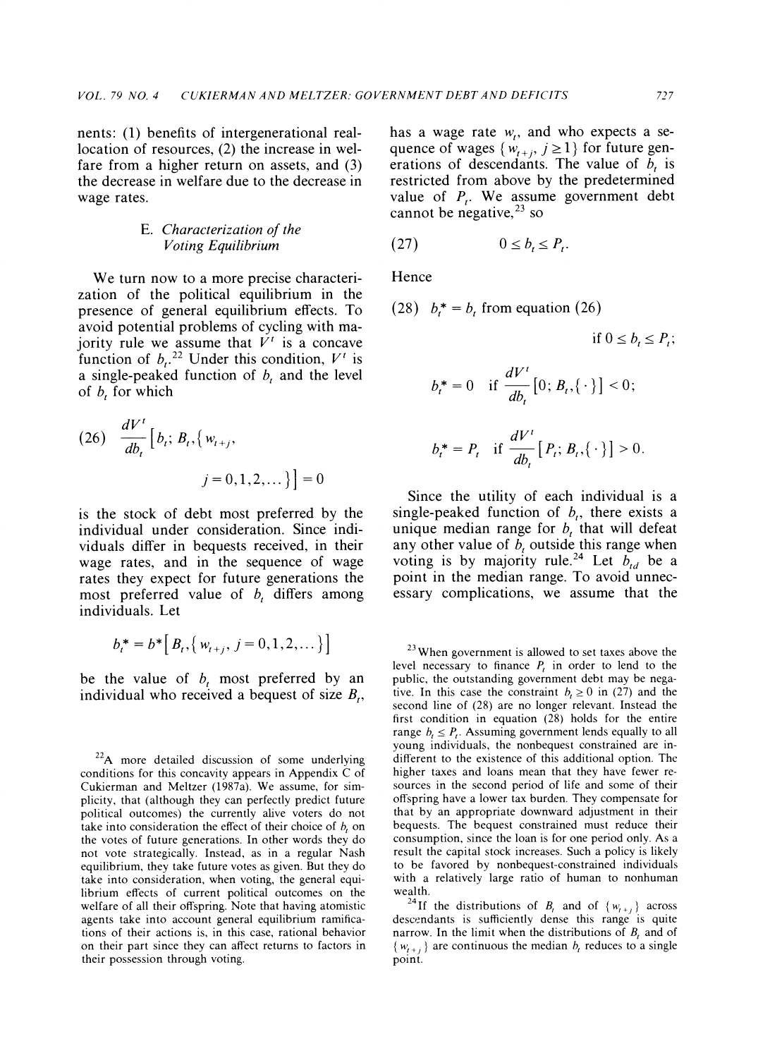nents: (1) benefits of intergenerational reallocation of resources, (2) the increase in welfare from a higher return on assets, and (3) the decrease in welfare due to the decrease in wage rates.

### E. Characterization of the Voting Equilibrium

We turn now to a more precise characterization of the political equilibrium in the presence of general equilibrium effects. To avoid potential problems of cycling with majority rule we assume that $V^t$ is a concave function of $b_t$.[22] Under this condition, $V^t$ is a single-peaked function of $b_t$ and the level of $b_t$ for which

$$(26)\quad \frac{dV^t}{db_t}\left[b_t;\, B_t, \{w_{t+j},\; j=0,1,2,\dots\}\right] = 0$$

is the stock of debt most preferred by the individual under consideration. Since individuals differ in bequests received, in their wage rates, and in the sequence of wage rates they expect for future generations the most preferred value of $b_t$ differs among individuals. Let

$$b_t^* = b^*\left[B_t, \{w_{t+j},\; j=0,1,2,\dots\}\right]$$

be the value of $b_t$ most preferred by an individual who received a bequest of size $B_t$, has a wage rate $w_t$, and who expects a sequence of wages $\{w_{t+j},\, j \geq 1\}$ for future generations of descendants. The value of $b_t$ is restricted from above by the predetermined value of $P_t$. We assume government debt cannot be negative,[23] so

$$(27)\quad 0 \leq b_t \leq P_t.$$

Hence

$$(28)\quad \begin{aligned} b_t^* &= b_t \text{ from equation (26)} \quad \text{if } 0 \leq b_t \leq P_t; \\ b_t^* &= 0 \quad \text{if } \frac{dV^t}{db_t}\left[0;\, B_t, \{\cdot\}\right] < 0; \\ b_t^* &= P_t \quad \text{if } \frac{dV^t}{db_t}\left[P_t;\, B_t, \{\cdot\}\right] > 0. \end{aligned}$$

Since the utility of each individual is a single-peaked function of $b_t$, there exists a unique median range for $b_t$ that will defeat any other value of $b_t$ outside this range when voting is by majority rule.[24] Let $b_{td}$ be a point in the median range. To avoid unnecessary complications, we assume that the

---

[22] A more detailed discussion of some underlying conditions for this concavity appears in Appendix C of Cukierman and Meltzer (1987a). We assume, for simplicity, that (although they can perfectly predict future political outcomes) the currently alive voters do not take into consideration the effect of their choice of $b_t$ on the votes of future generations. In other words they do not vote strategically. Instead, as in a regular Nash equilibrium, they take future votes as given. But they do take into consideration, when voting, the general equilibrium effects of current political outcomes on the welfare of all their offspring. Note that having atomistic agents take into account general equilibrium ramifications of their actions is, in this case, rational behavior on their part since they can affect returns to factors in their possession through voting.

[23] When government is allowed to set taxes above the level necessary to finance $P_t$ in order to lend to the public, the outstanding government debt may be negative. In this case the constraint $b_t \geq 0$ in (27) and the second line of (28) are no longer relevant. Instead the first condition in equation (28) holds for the entire range $b_t \leq P_t$. Assuming government lends equally to all young individuals, the nonbequest constrained are indifferent to the existence of this additional option. The higher taxes and loans mean that they have fewer resources in the second period of life and some of their offspring have a lower tax burden. They compensate for that by an appropriate downward adjustment in their bequests. The bequest constrained must reduce their consumption, since the loan is for one period only. As a result the capital stock increases. Such a policy is likely to be favored by nonbequest-constrained individuals with a relatively large ratio of human to nonhuman wealth.

[24] If the distributions of $B_t$ and of $\{w_{t+j}\}$ across descendants is sufficiently dense this range is quite narrow. In the limit when the distributions of $B_t$ and of $\{w_{t+j}\}$ are continuous the median $b_t$ reduces to a single point.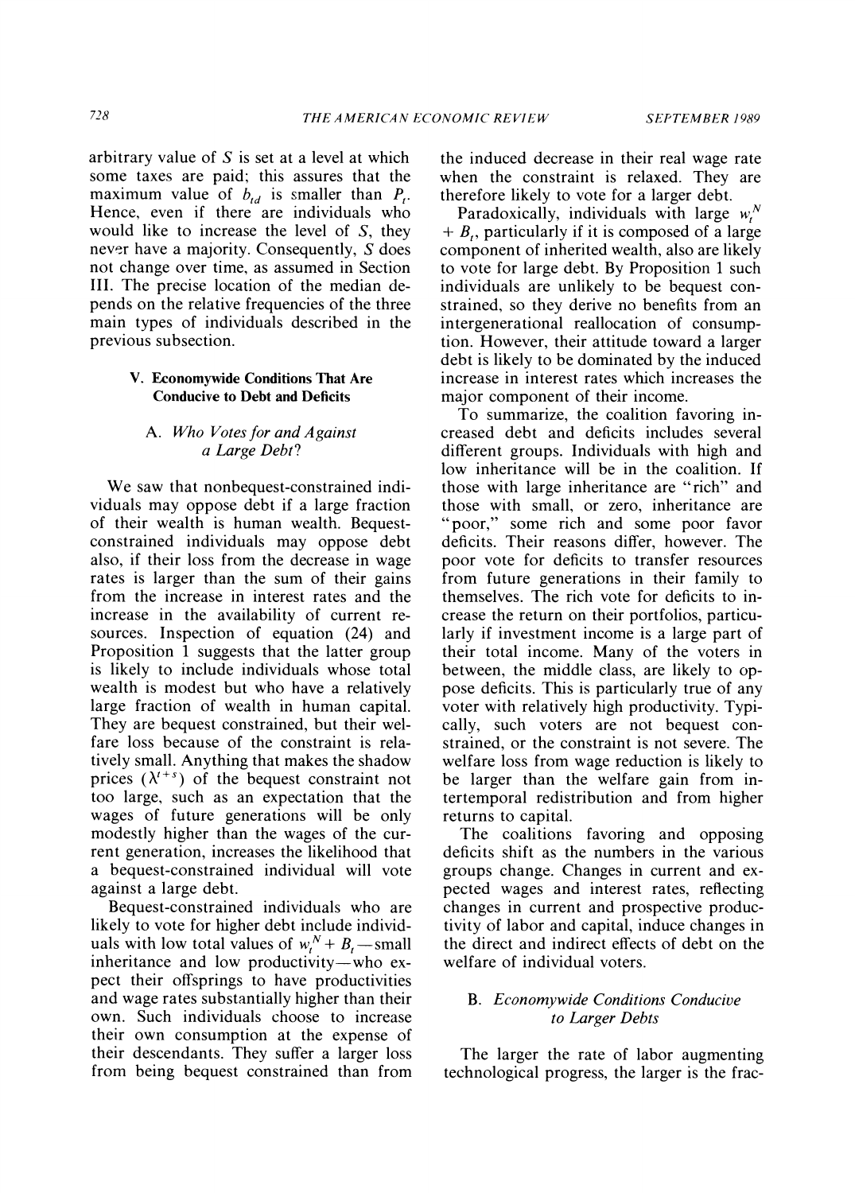arbitrary value of $S$ is set at a level at which some taxes are paid; this assures that the maximum value of $b_{td}$ is smaller than $P_t$. Hence, even if there are individuals who would like to increase the level of $S$, they never have a majority. Consequently, $S$ does not change over time, as assumed in Section III. The precise location of the median depends on the relative frequencies of the three main types of individuals described in the previous subsection.

## V. Economywide Conditions That Are Conducive to Debt and Deficits

### A. *Who Votes for and Against a Large Debt?*

We saw that nonbequest-constrained individuals may oppose debt if a large fraction of their wealth is human wealth. Bequest-constrained individuals may oppose debt also, if their loss from the decrease in wage rates is larger than the sum of their gains from the increase in interest rates and the increase in the availability of current resources. Inspection of equation (24) and Proposition 1 suggests that the latter group is likely to include individuals whose total wealth is modest but who have a relatively large fraction of wealth in human capital. They are bequest constrained, but their welfare loss because of the constraint is relatively small. Anything that makes the shadow prices ($\lambda^{t+s}$) of the bequest constraint not too large, such as an expectation that the wages of future generations will be only modestly higher than the wages of the current generation, increases the likelihood that a bequest-constrained individual will vote against a large debt.

Bequest-constrained individuals who are likely to vote for higher debt include individuals with low total values of $w_t^N + B_t$—small inheritance and low productivity—who expect their offsprings to have productivities and wage rates substantially higher than their own. Such individuals choose to increase their own consumption at the expense of their descendants. They suffer a larger loss from being bequest constrained than from the induced decrease in their real wage rate when the constraint is relaxed. They are therefore likely to vote for a larger debt.

Paradoxically, individuals with large $w_t^N + B_t$, particularly if it is composed of a large component of inherited wealth, also are likely to vote for large debt. By Proposition 1 such individuals are unlikely to be bequest constrained, so they derive no benefits from an intergenerational reallocation of consumption. However, their attitude toward a larger debt is likely to be dominated by the induced increase in interest rates which increases the major component of their income.

To summarize, the coalition favoring increased debt and deficits includes several different groups. Individuals with high and low inheritance will be in the coalition. If those with large inheritance are "rich" and those with small, or zero, inheritance are "poor," some rich and some poor favor deficits. Their reasons differ, however. The poor vote for deficits to transfer resources from future generations in their family to themselves. The rich vote for deficits to increase the return on their portfolios, particularly if investment income is a large part of their total income. Many of the voters in between, the middle class, are likely to oppose deficits. This is particularly true of any voter with relatively high productivity. Typically, such voters are not bequest constrained, or the constraint is not severe. The welfare loss from wage reduction is likely to be larger than the welfare gain from intertemporal redistribution and from higher returns to capital.

The coalitions favoring and opposing deficits shift as the numbers in the various groups change. Changes in current and expected wages and interest rates, reflecting changes in current and prospective productivity of labor and capital, induce changes in the direct and indirect effects of debt on the welfare of individual voters.

### B. *Economywide Conditions Conducive to Larger Debts*

The larger the rate of labor augmenting technological progress, the larger is the frac-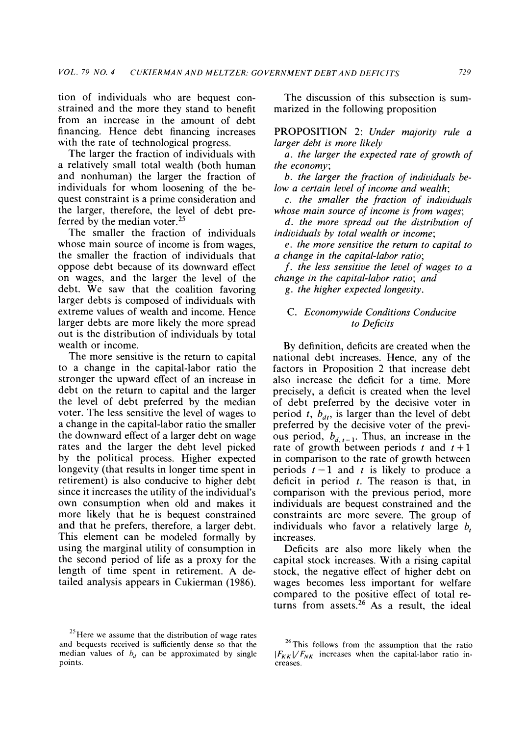tion of individuals who are bequest constrained and the more they stand to benefit from an increase in the amount of debt financing. Hence debt financing increases with the rate of technological progress.

The larger the fraction of individuals with a relatively small total wealth (both human and nonhuman) the larger the fraction of individuals for whom loosening of the bequest constraint is a prime consideration and the larger, therefore, the level of debt preferred by the median voter.[25]

The smaller the fraction of individuals whose main source of income is from wages, the smaller the fraction of individuals that oppose debt because of its downward effect on wages, and the larger the level of the debt. We saw that the coalition favoring larger debts is composed of individuals with extreme values of wealth and income. Hence larger debts are more likely the more spread out is the distribution of individuals by total wealth or income.

The more sensitive is the return to capital to a change in the capital-labor ratio the stronger the upward effect of an increase in debt on the return to capital and the larger the level of debt preferred by the median voter. The less sensitive the level of wages to a change in the capital-labor ratio the smaller the downward effect of a larger debt on wage rates and the larger the debt level picked by the political process. Higher expected longevity (that results in longer time spent in retirement) is also conducive to higher debt since it increases the utility of the individual's own consumption when old and makes it more likely that he is bequest constrained and that he prefers, therefore, a larger debt. This element can be modeled formally by using the marginal utility of consumption in the second period of life as a proxy for the length of time spent in retirement. A detailed analysis appears in Cukierman (1986).

The discussion of this subsection is summarized in the following proposition

PROPOSITION 2: *Under majority rule a larger debt is more likely*

*a. the larger the expected rate of growth of the economy;*

*b. the larger the fraction of individuals below a certain level of income and wealth;*

*c. the smaller the fraction of individuals whose main source of income is from wages;*

*d. the more spread out the distribution of individuals by total wealth or income;*

*e. the more sensitive the return to capital to a change in the capital-labor ratio;*

*f. the less sensitive the level of wages to a change in the capital-labor ratio; and*

*g. the higher expected longevity.*

### C. *Economywide Conditions Conducive to Deficits*

By definition, deficits are created when the national debt increases. Hence, any of the factors in Proposition 2 that increase debt also increase the deficit for a time. More precisely, a deficit is created when the level of debt preferred by the decisive voter in period $t$, $b_{dt}$, is larger than the level of debt preferred by the decisive voter of the previous period, $b_{d,t-1}$. Thus, an increase in the rate of growth between periods $t$ and $t+1$ in comparison to the rate of growth between periods $t-1$ and $t$ is likely to produce a deficit in period $t$. The reason is that, in comparison with the previous period, more individuals are bequest constrained and the constraints are more severe. The group of individuals who favor a relatively large $b_t$ increases.

Deficits are also more likely when the capital stock increases. With a rising capital stock, the negative effect of higher debt on wages becomes less important for welfare compared to the positive effect of total returns from assets.[26] As a result, the ideal

[25] Here we assume that the distribution of wage rates and bequests received is sufficiently dense so that the median values of $b_d$ can be approximated by single points.

[26] This follows from the assumption that the ratio $|F_{KK}|/F_{NK}$ increases when the capital-labor ratio increases.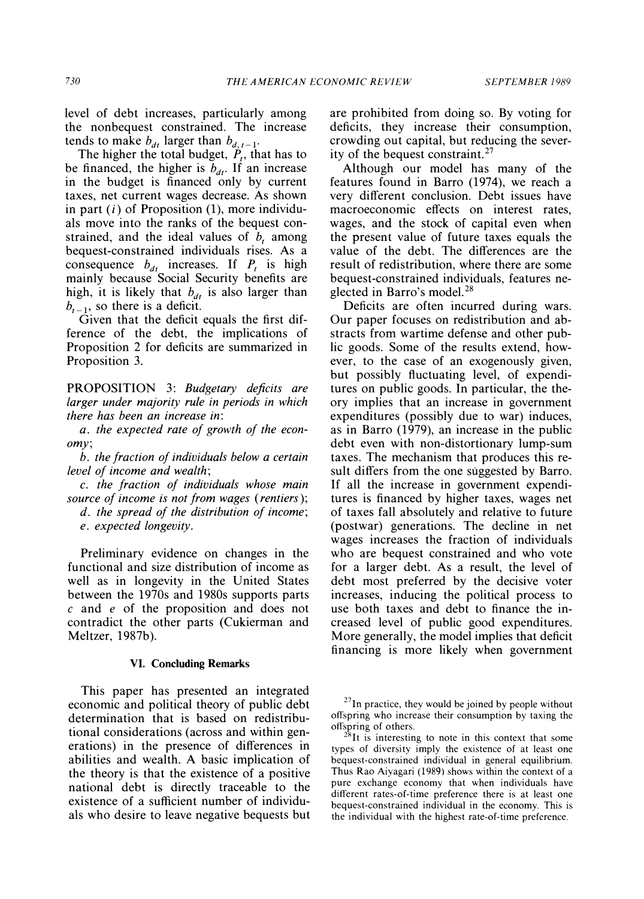level of debt increases, particularly among the nonbequest constrained. The increase tends to make $b_{dt}$ larger than $b_{d,t-1}$.

The higher the total budget, $P_t$, that has to be financed, the higher is $b_{dt}$. If an increase in the budget is financed only by current taxes, net current wages decrease. As shown in part ($i$) of Proposition (1), more individuals move into the ranks of the bequest constrained, and the ideal values of $b_t$ among bequest-constrained individuals rises. As a consequence $b_{dt}$ increases. If $P_t$ is high mainly because Social Security benefits are high, it is likely that $b_{dt}$ is also larger than $b_{t-1}$, so there is a deficit.

Given that the deficit equals the first difference of the debt, the implications of Proposition 2 for deficits are summarized in Proposition 3.

PROPOSITION 3: *Budgetary deficits are larger under majority rule in periods in which there has been an increase in*:

*a. the expected rate of growth of the economy*;

*b. the fraction of individuals below a certain level of income and wealth*;

*c. the fraction of individuals whose main source of income is not from wages (rentiers)*;

*d. the spread of the distribution of income*;

*e. expected longevity.*

Preliminary evidence on changes in the functional and size distribution of income as well as in longevity in the United States between the 1970s and 1980s supports parts *c* and *e* of the proposition and does not contradict the other parts (Cukierman and Meltzer, 1987b).

## VI. Concluding Remarks

This paper has presented an integrated economic and political theory of public debt determination that is based on redistributional considerations (across and within generations) in the presence of differences in abilities and wealth. A basic implication of the theory is that the existence of a positive national debt is directly traceable to the existence of a sufficient number of individuals who desire to leave negative bequests but are prohibited from doing so. By voting for deficits, they increase their consumption, crowding out capital, but reducing the severity of the bequest constraint.[27]

Although our model has many of the features found in Barro (1974), we reach a very different conclusion. Debt issues have macroeconomic effects on interest rates, wages, and the stock of capital even when the present value of future taxes equals the value of the debt. The differences are the result of redistribution, where there are some bequest-constrained individuals, features neglected in Barro's model.[28]

Deficits are often incurred during wars. Our paper focuses on redistribution and abstracts from wartime defense and other public goods. Some of the results extend, however, to the case of an exogenously given, but possibly fluctuating level, of expenditures on public goods. In particular, the theory implies that an increase in government expenditures (possibly due to war) induces, as in Barro (1979), an increase in the public debt even with non-distortionary lump-sum taxes. The mechanism that produces this result differs from the one suggested by Barro. If all the increase in government expenditures is financed by higher taxes, wages net of taxes fall absolutely and relative to future (postwar) generations. The decline in net wages increases the fraction of individuals who are bequest constrained and who vote for a larger debt. As a result, the level of debt most preferred by the decisive voter increases, inducing the political process to use both taxes and debt to finance the increased level of public good expenditures. More generally, the model implies that deficit financing is more likely when government

[27] In practice, they would be joined by people without offspring who increase their consumption by taxing the offspring of others.

[28] It is interesting to note in this context that some types of diversity imply the existence of at least one bequest-constrained individual in general equilibrium. Thus Rao Aiyagari (1989) shows within the context of a pure exchange economy that when individuals have different rates-of-time preference there is at least one bequest-constrained individual in the economy. This is the individual with the highest rate-of-time preference.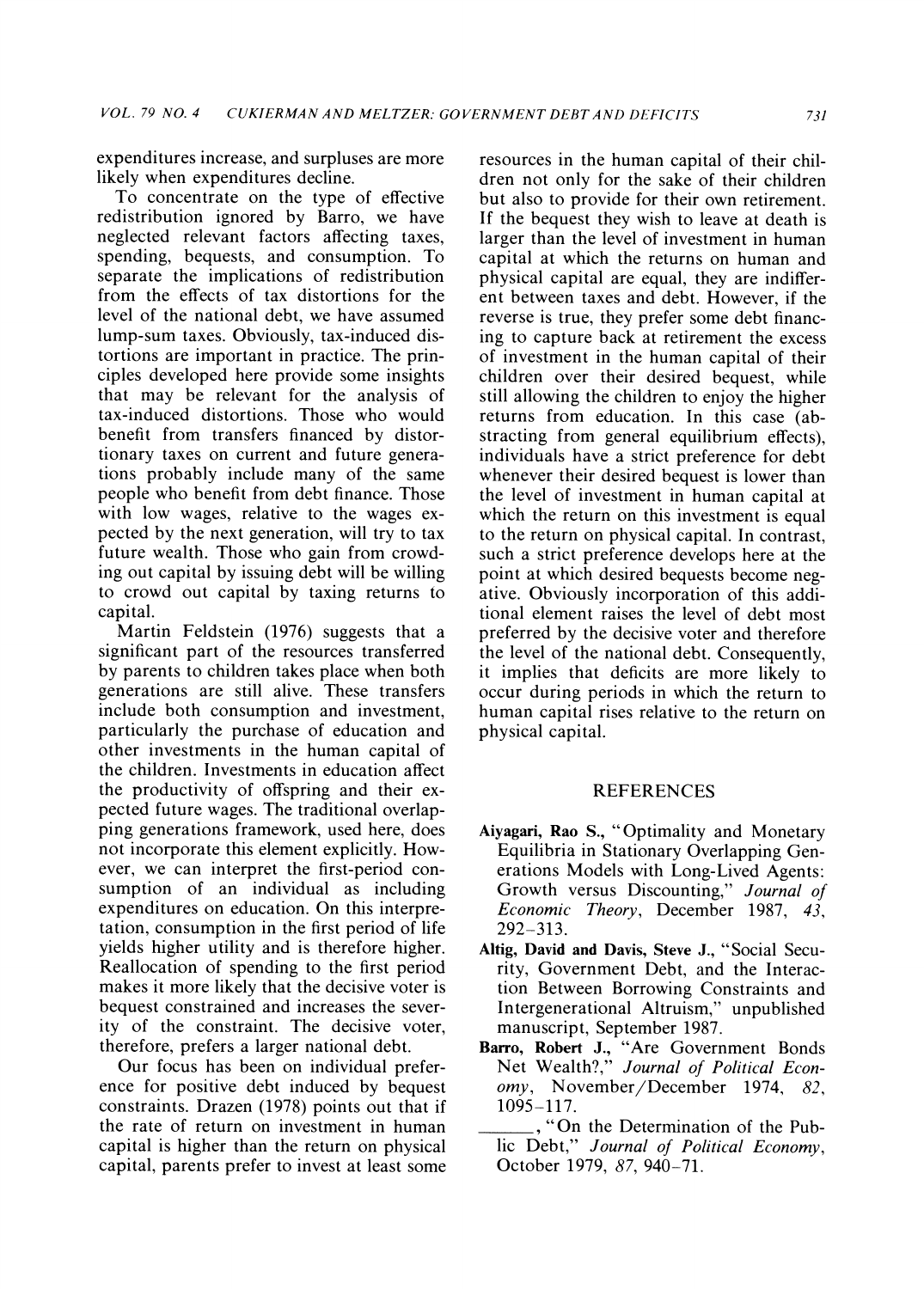expenditures increase, and surpluses are more likely when expenditures decline.

To concentrate on the type of effective redistribution ignored by Barro, we have neglected relevant factors affecting taxes, spending, bequests, and consumption. To separate the implications of redistribution from the effects of tax distortions for the level of the national debt, we have assumed lump-sum taxes. Obviously, tax-induced distortions are important in practice. The principles developed here provide some insights that may be relevant for the analysis of tax-induced distortions. Those who would benefit from transfers financed by distortionary taxes on current and future generations probably include many of the same people who benefit from debt finance. Those with low wages, relative to the wages expected by the next generation, will try to tax future wealth. Those who gain from crowding out capital by issuing debt will be willing to crowd out capital by taxing returns to capital.

Martin Feldstein (1976) suggests that a significant part of the resources transferred by parents to children takes place when both generations are still alive. These transfers include both consumption and investment, particularly the purchase of education and other investments in the human capital of the children. Investments in education affect the productivity of offspring and their expected future wages. The traditional overlapping generations framework, used here, does not incorporate this element explicitly. However, we can interpret the first-period consumption of an individual as including expenditures on education. On this interpretation, consumption in the first period of life yields higher utility and is therefore higher. Reallocation of spending to the first period makes it more likely that the decisive voter is bequest constrained and increases the severity of the constraint. The decisive voter, therefore, prefers a larger national debt.

Our focus has been on individual preference for positive debt induced by bequest constraints. Drazen (1978) points out that if the rate of return on investment in human capital is higher than the return on physical capital, parents prefer to invest at least some resources in the human capital of their children not only for the sake of their children but also to provide for their own retirement. If the bequest they wish to leave at death is larger than the level of investment in human capital at which the returns on human and physical capital are equal, they are indifferent between taxes and debt. However, if the reverse is true, they prefer some debt financing to capture back at retirement the excess of investment in the human capital of their children over their desired bequest, while still allowing the children to enjoy the higher returns from education. In this case (abstracting from general equilibrium effects), individuals have a strict preference for debt whenever their desired bequest is lower than the level of investment in human capital at which the return on this investment is equal to the return on physical capital. In contrast, such a strict preference develops here at the point at which desired bequests become negative. Obviously incorporation of this additional element raises the level of debt most preferred by the decisive voter and therefore the level of the national debt. Consequently, it implies that deficits are more likely to occur during periods in which the return to human capital rises relative to the return on physical capital.

## REFERENCES

**Aiyagari, Rao S.**, "Optimality and Monetary Equilibria in Stationary Overlapping Generations Models with Long-Lived Agents: Growth versus Discounting," *Journal of Economic Theory*, December 1987, *43*, 292–313.

**Altig, David and Davis, Steve J.**, "Social Security, Government Debt, and the Interaction Between Borrowing Constraints and Intergenerational Altruism," unpublished manuscript, September 1987.

**Barro, Robert J.**, "Are Government Bonds Net Wealth?," *Journal of Political Economy*, November/December 1974, *82*, 1095–117.

_______, "On the Determination of the Public Debt," *Journal of Political Economy*, October 1979, *87*, 940–71.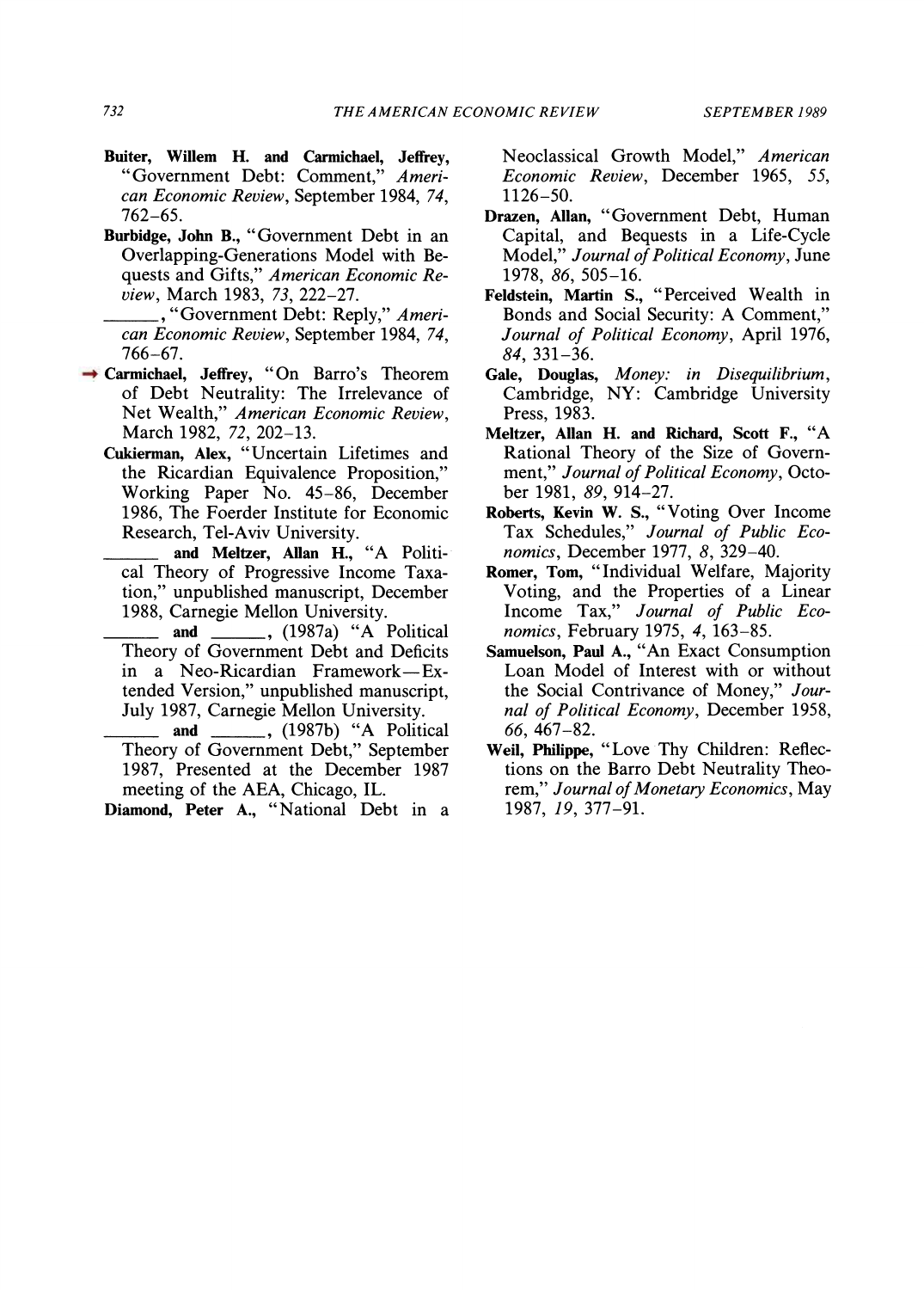**Buiter, Willem H. and Carmichael, Jeffrey,** "Government Debt: Comment," *American Economic Review*, September 1984, *74*, 762–65.

**Burbidge, John B.,** "Government Debt in an Overlapping-Generations Model with Bequests and Gifts," *American Economic Review*, March 1983, *73*, 222–27.

______, "Government Debt: Reply," *American Economic Review*, September 1984, *74*, 766–67.

**Carmichael, Jeffrey,** "On Barro's Theorem of Debt Neutrality: The Irrelevance of Net Wealth," *American Economic Review*, March 1982, *72*, 202–13.

**Cukierman, Alex,** "Uncertain Lifetimes and the Ricardian Equivalence Proposition," Working Paper No. 45–86, December 1986, The Foerder Institute for Economic Research, Tel-Aviv University.

______ **and Meltzer, Allan H.,** "A Political Theory of Progressive Income Taxation," unpublished manuscript, December 1988, Carnegie Mellon University.

______ **and** ______, (1987a) "A Political Theory of Government Debt and Deficits in a Neo-Ricardian Framework—Extended Version," unpublished manuscript, July 1987, Carnegie Mellon University.

______ **and** ______, (1987b) "A Political Theory of Government Debt," September 1987, Presented at the December 1987 meeting of the AEA, Chicago, IL.

**Diamond, Peter A.,** "National Debt in a Neoclassical Growth Model," *American Economic Review*, December 1965, *55*, 1126–50.

**Drazen, Allan,** "Government Debt, Human Capital, and Bequests in a Life-Cycle Model," *Journal of Political Economy*, June 1978, *86*, 505–16.

**Feldstein, Martin S.,** "Perceived Wealth in Bonds and Social Security: A Comment," *Journal of Political Economy*, April 1976, *84*, 331–36.

**Gale, Douglas,** *Money: in Disequilibrium*, Cambridge, NY: Cambridge University Press, 1983.

**Meltzer, Allan H. and Richard, Scott F.,** "A Rational Theory of the Size of Government," *Journal of Political Economy*, October 1981, *89*, 914–27.

**Roberts, Kevin W. S.,** "Voting Over Income Tax Schedules," *Journal of Public Economics*, December 1977, *8*, 329–40.

**Romer, Tom,** "Individual Welfare, Majority Voting, and the Properties of a Linear Income Tax," *Journal of Public Economics*, February 1975, *4*, 163–85.

**Samuelson, Paul A.,** "An Exact Consumption Loan Model of Interest with or without the Social Contrivance of Money," *Journal of Political Economy*, December 1958, *66*, 467–82.

**Weil, Philippe,** "Love Thy Children: Reflections on the Barro Debt Neutrality Theorem," *Journal of Monetary Economics*, May 1987, *19*, 377–91.